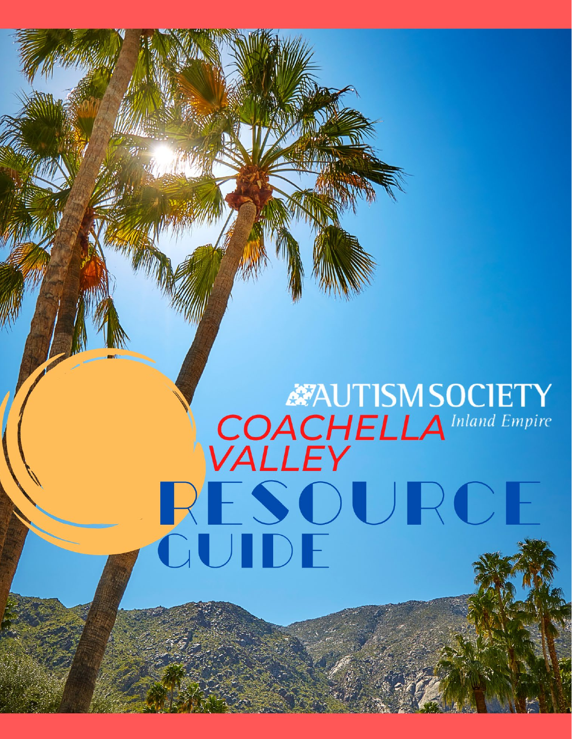AUTISM SOCIETY *Inland Empire*

# COACHELLA VALLEY RESOURCE GUIDE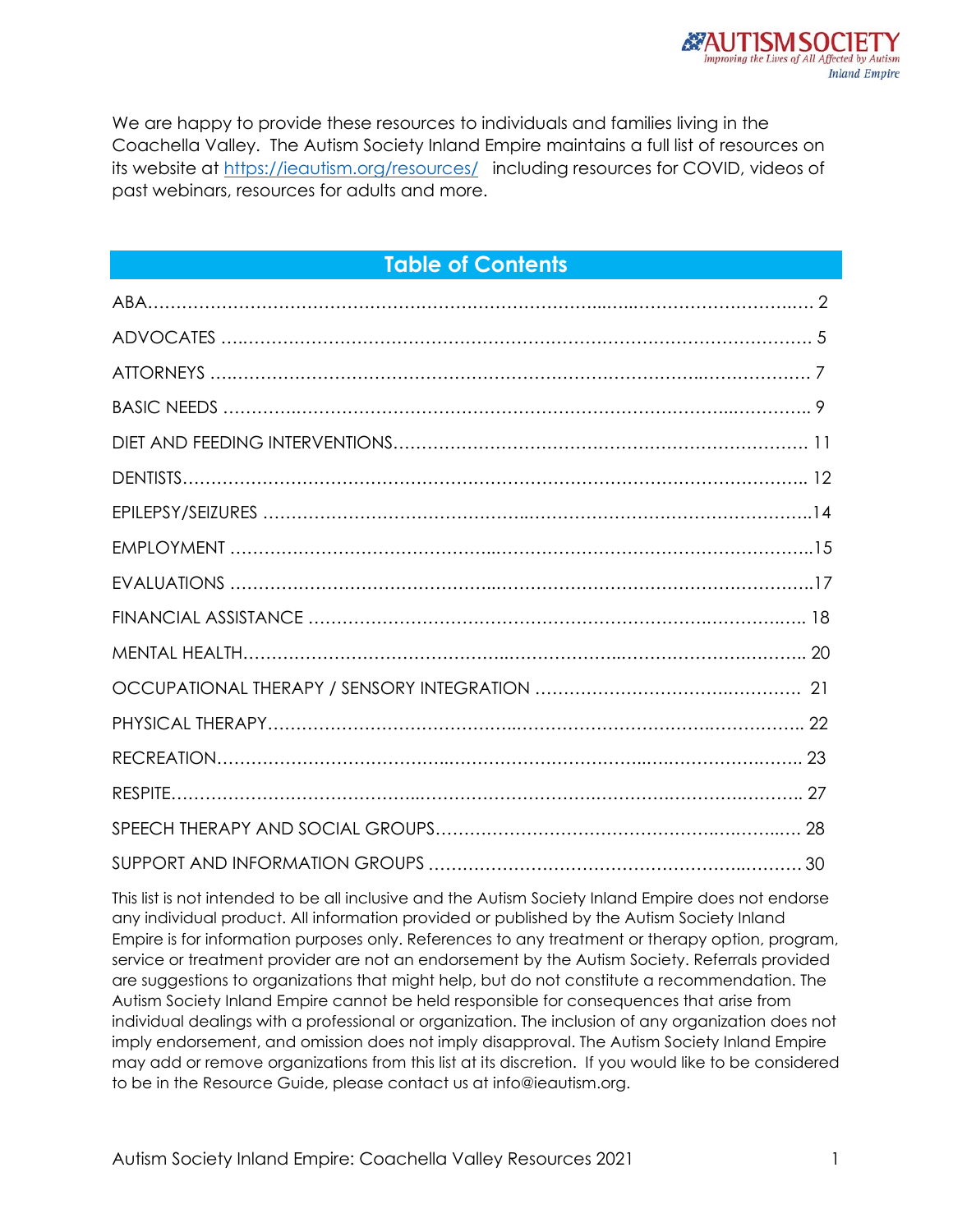We are happy to provide these resources to individuals and families living in the Coachella Valley. The Autism Society Inland Empire maintains a full list of resources on its website at https://ieautism.org/resources/ including resources for COVID, videos of past webinars, resources for adults and more.

## Table of Contents

| Section | Page |
|---|---|
| ABA | 2 |
| ADVOCATES | 5 |
| ATTORNEYS | 7 |
| BASIC NEEDS | 9 |
| DIET AND FEEDING INTERVENTIONS | 11 |
| DENTISTS | 12 |
| EPILEPSY/SEIZURES | 14 |
| EMPLOYMENT | 15 |
| EVALUATIONS | 17 |
| FINANCIAL ASSISTANCE | 18 |
| MENTAL HEALTH | 20 |
| OCCUPATIONAL THERAPY / SENSORY INTEGRATION | 21 |
| PHYSICAL THERAPY | 22 |
| RECREATION | 23 |
| RESPITE | 27 |
| SPEECH THERAPY AND SOCIAL GROUPS | 28 |
| SUPPORT AND INFORMATION GROUPS | 30 |

This list is not intended to be all inclusive and the Autism Society Inland Empire does not endorse any individual product. All information provided or published by the Autism Society Inland Empire is for information purposes only. References to any treatment or therapy option, program, service or treatment provider are not an endorsement by the Autism Society. Referrals provided are suggestions to organizations that might help, but do not constitute a recommendation. The Autism Society Inland Empire cannot be held responsible for consequences that arise from individual dealings with a professional or organization. The inclusion of any organization does not imply endorsement, and omission does not imply disapproval. The Autism Society Inland Empire may add or remove organizations from this list at its discretion. If you would like to be considered to be in the Resource Guide, please contact us at info@ieautism.org.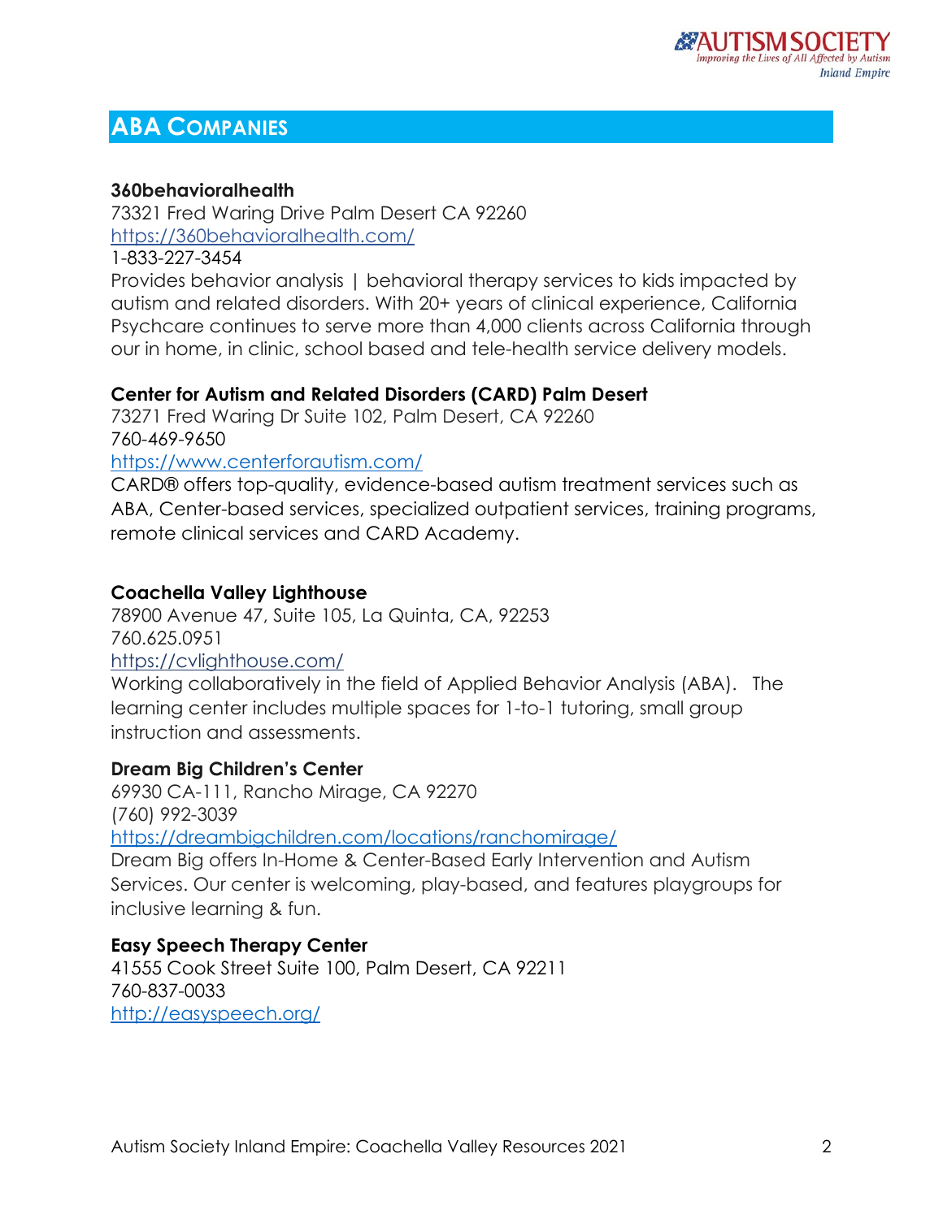## ABA Companies

**360behavioralhealth**
73321 Fred Waring Drive Palm Desert CA 92260
https://360behavioralhealth.com/
1-833-227-3454
Provides behavior analysis | behavioral therapy services to kids impacted by autism and related disorders. With 20+ years of clinical experience, California Psychcare continues to serve more than 4,000 clients across California through our in home, in clinic, school based and tele-health service delivery models.

**Center for Autism and Related Disorders (CARD) Palm Desert**
73271 Fred Waring Dr Suite 102, Palm Desert, CA 92260
760-469-9650
https://www.centerforautism.com/
CARD® offers top-quality, evidence-based autism treatment services such as ABA, Center-based services, specialized outpatient services, training programs, remote clinical services and CARD Academy.

**Coachella Valley Lighthouse**
78900 Avenue 47, Suite 105, La Quinta, CA, 92253
760.625.0951
https://cvlighthouse.com/
Working collaboratively in the field of Applied Behavior Analysis (ABA). The learning center includes multiple spaces for 1-to-1 tutoring, small group instruction and assessments.

**Dream Big Children's Center**
69930 CA-111, Rancho Mirage, CA 92270
(760) 992-3039
https://dreambigchildren.com/locations/ranchomirage/
Dream Big offers In-Home & Center-Based Early Intervention and Autism Services. Our center is welcoming, play-based, and features playgroups for inclusive learning & fun.

**Easy Speech Therapy Center**
41555 Cook Street Suite 100, Palm Desert, CA 92211
760-837-0033
http://easyspeech.org/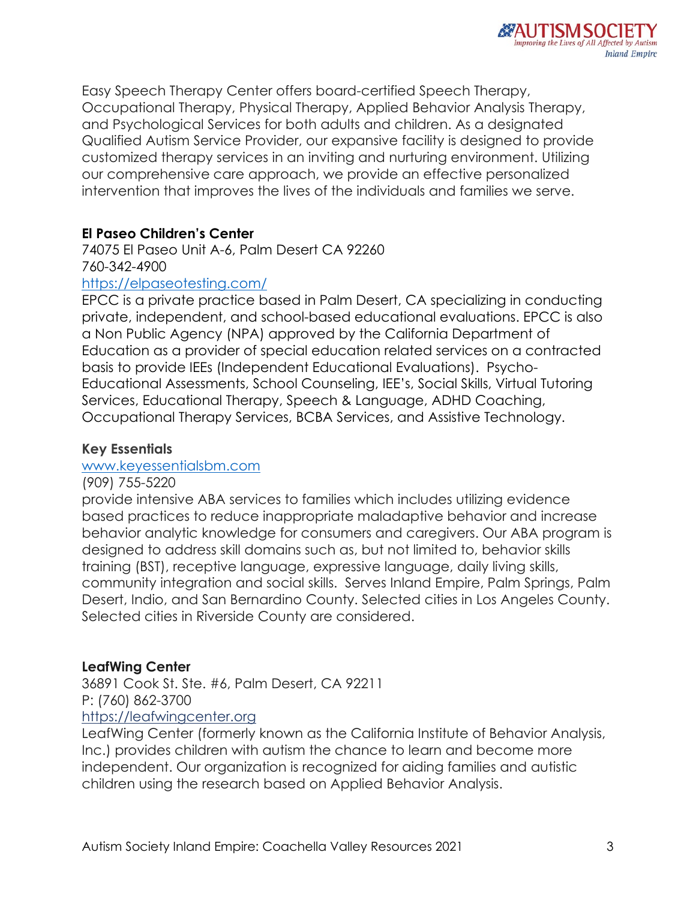Easy Speech Therapy Center offers board-certified Speech Therapy, Occupational Therapy, Physical Therapy, Applied Behavior Analysis Therapy, and Psychological Services for both adults and children. As a designated Qualified Autism Service Provider, our expansive facility is designed to provide customized therapy services in an inviting and nurturing environment. Utilizing our comprehensive care approach, we provide an effective personalized intervention that improves the lives of the individuals and families we serve.

**El Paseo Children's Center**
74075 El Paseo Unit A-6, Palm Desert CA 92260
760-342-4900
https://elpaseotesting.com/
EPCC is a private practice based in Palm Desert, CA specializing in conducting private, independent, and school-based educational evaluations. EPCC is also a Non Public Agency (NPA) approved by the California Department of Education as a provider of special education related services on a contracted basis to provide IEEs (Independent Educational Evaluations). Psycho-Educational Assessments, School Counseling, IEE's, Social Skills, Virtual Tutoring Services, Educational Therapy, Speech & Language, ADHD Coaching, Occupational Therapy Services, BCBA Services, and Assistive Technology.

**Key Essentials**
www.keyessentialsbm.com
(909) 755-5220
provide intensive ABA services to families which includes utilizing evidence based practices to reduce inappropriate maladaptive behavior and increase behavior analytic knowledge for consumers and caregivers. Our ABA program is designed to address skill domains such as, but not limited to, behavior skills training (BST), receptive language, expressive language, daily living skills, community integration and social skills. Serves Inland Empire, Palm Springs, Palm Desert, Indio, and San Bernardino County. Selected cities in Los Angeles County. Selected cities in Riverside County are considered.

**LeafWing Center**
36891 Cook St. Ste. #6, Palm Desert, CA 92211
P: (760) 862-3700
https://leafwingcenter.org
LeafWing Center (formerly known as the California Institute of Behavior Analysis, Inc.) provides children with autism the chance to learn and become more independent. Our organization is recognized for aiding families and autistic children using the research based on Applied Behavior Analysis.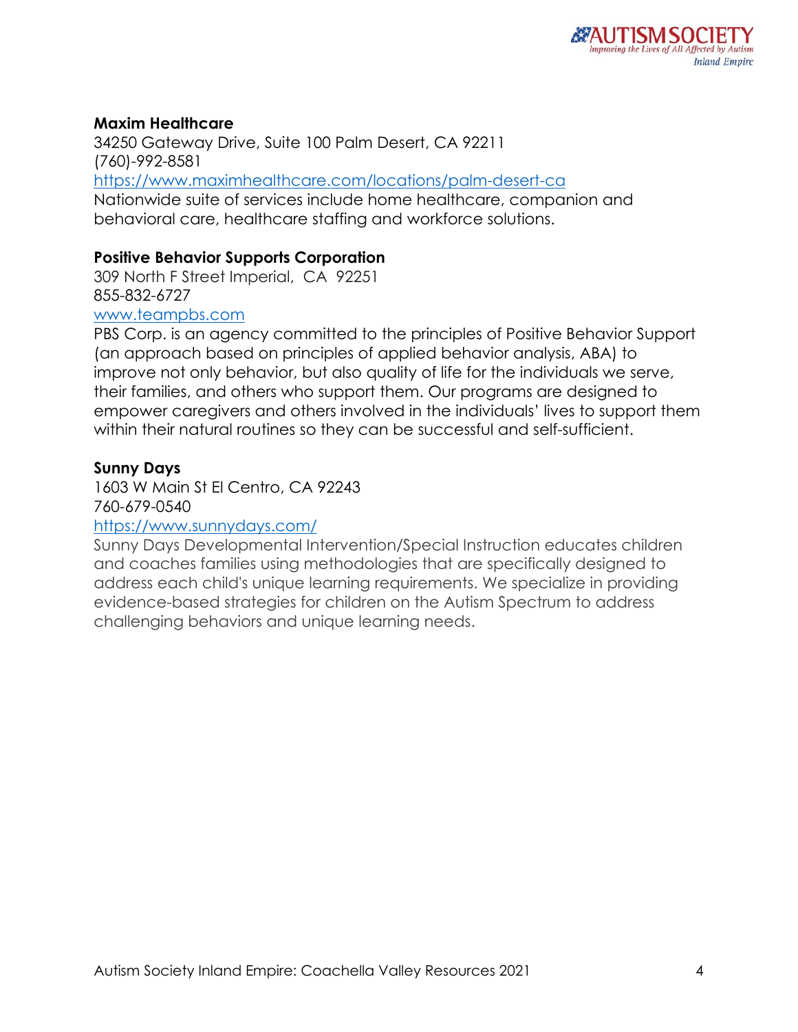### Maxim Healthcare

34250 Gateway Drive, Suite 100 Palm Desert, CA 92211
(760)-992-8581
https://www.maximhealthcare.com/locations/palm-desert-ca
Nationwide suite of services include home healthcare, companion and behavioral care, healthcare staffing and workforce solutions.

### Positive Behavior Supports Corporation

309 North F Street Imperial, CA 92251
855-832-6727
www.teampbs.com
PBS Corp. is an agency committed to the principles of Positive Behavior Support (an approach based on principles of applied behavior analysis, ABA) to improve not only behavior, but also quality of life for the individuals we serve, their families, and others who support them. Our programs are designed to empower caregivers and others involved in the individuals' lives to support them within their natural routines so they can be successful and self-sufficient.

### Sunny Days

1603 W Main St El Centro, CA 92243
760-679-0540
https://www.sunnydays.com/
Sunny Days Developmental Intervention/Special Instruction educates children and coaches families using methodologies that are specifically designed to address each child's unique learning requirements. We specialize in providing evidence-based strategies for children on the Autism Spectrum to address challenging behaviors and unique learning needs.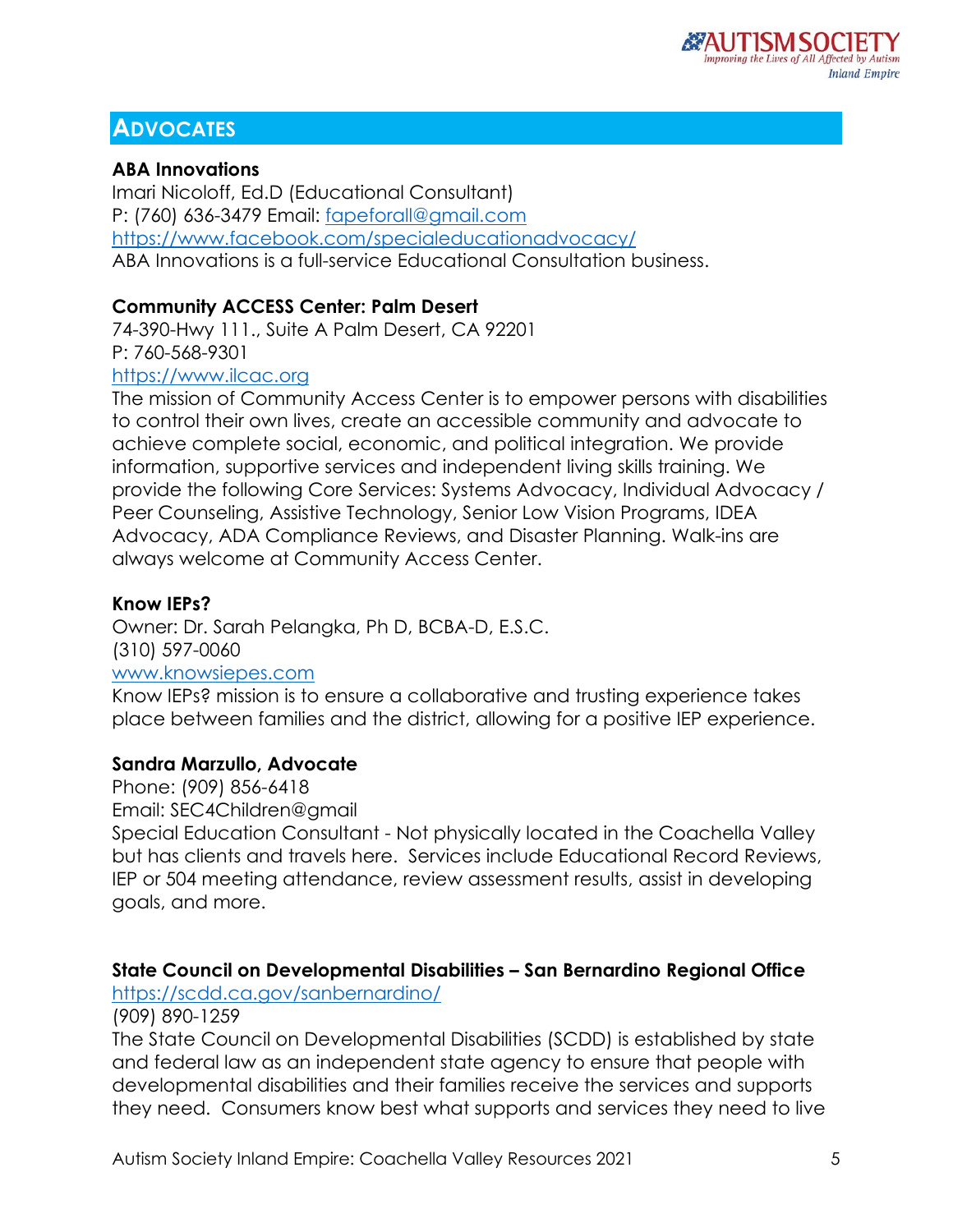## ADVOCATES

**ABA Innovations**
Imari Nicoloff, Ed.D (Educational Consultant)
P: (760) 636-3479 Email: [fapeforall@gmail.com](mailto:fapeforall@gmail.com)
[https://www.facebook.com/specialeducationadvocacy/](https://www.facebook.com/specialeducationadvocacy/)
ABA Innovations is a full-service Educational Consultation business.

**Community ACCESS Center: Palm Desert**
74-390-Hwy 111., Suite A Palm Desert, CA 92201
P: 760-568-9301
[https://www.ilcac.org](https://www.ilcac.org)
The mission of Community Access Center is to empower persons with disabilities to control their own lives, create an accessible community and advocate to achieve complete social, economic, and political integration. We provide information, supportive services and independent living skills training. We provide the following Core Services: Systems Advocacy, Individual Advocacy / Peer Counseling, Assistive Technology, Senior Low Vision Programs, IDEA Advocacy, ADA Compliance Reviews, and Disaster Planning. Walk-ins are always welcome at Community Access Center.

**Know IEPs?**
Owner: Dr. Sarah Pelangka, Ph D, BCBA-D, E.S.C.
(310) 597-0060
[www.knowsiepes.com](http://www.knowsiepes.com)
Know IEPs? mission is to ensure a collaborative and trusting experience takes place between families and the district, allowing for a positive IEP experience.

**Sandra Marzullo, Advocate**
Phone: (909) 856-6418
Email: SEC4Children@gmail
Special Education Consultant - Not physically located in the Coachella Valley but has clients and travels here. Services include Educational Record Reviews, IEP or 504 meeting attendance, review assessment results, assist in developing goals, and more.

**State Council on Developmental Disabilities – San Bernardino Regional Office**
[https://scdd.ca.gov/sanbernardino/](https://scdd.ca.gov/sanbernardino/)
(909) 890-1259
The State Council on Developmental Disabilities (SCDD) is established by state and federal law as an independent state agency to ensure that people with developmental disabilities and their families receive the services and supports they need. Consumers know best what supports and services they need to live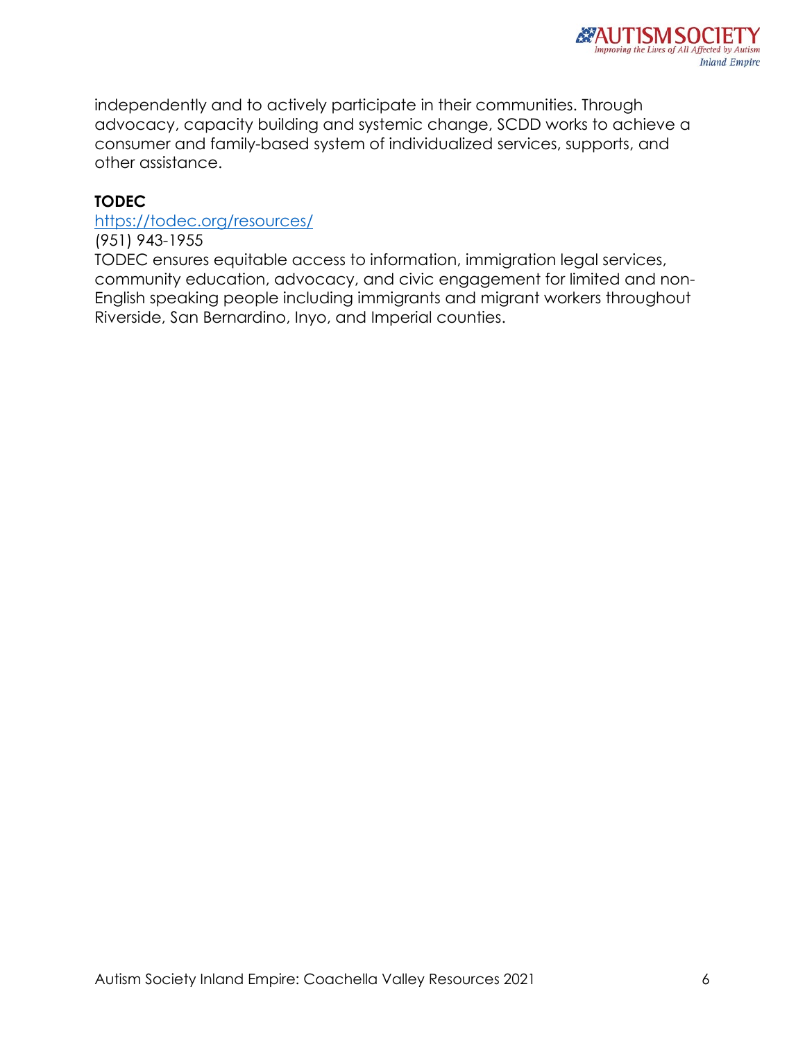independently and to actively participate in their communities. Through advocacy, capacity building and systemic change, SCDD works to achieve a consumer and family-based system of individualized services, supports, and other assistance.

**TODEC**

https://todec.org/resources/

(951) 943-1955

TODEC ensures equitable access to information, immigration legal services, community education, advocacy, and civic engagement for limited and non-English speaking people including immigrants and migrant workers throughout Riverside, San Bernardino, Inyo, and Imperial counties.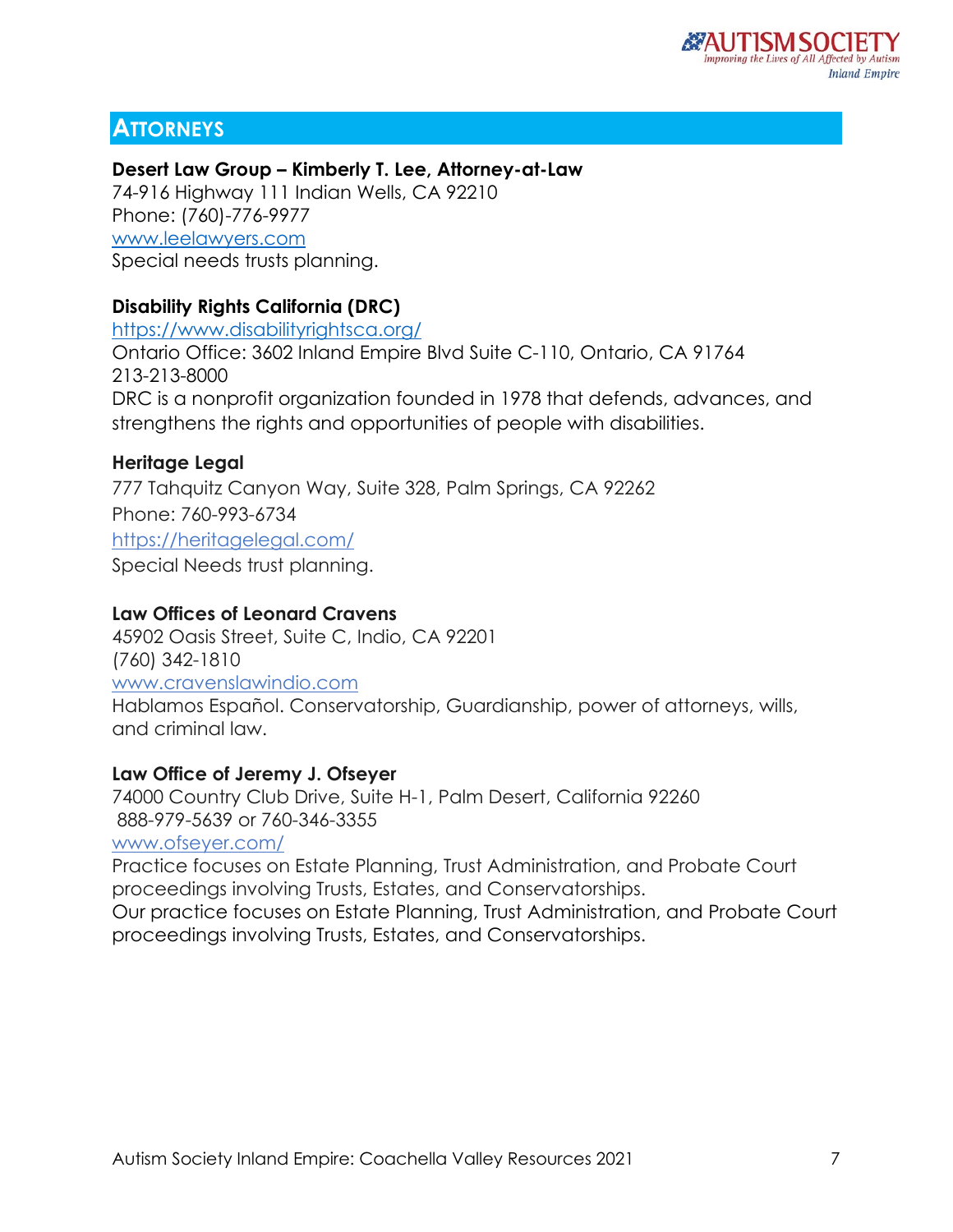## ATTORNEYS

**Desert Law Group – Kimberly T. Lee, Attorney-at-Law**
74-916 Highway 111 Indian Wells, CA 92210
Phone: (760)-776-9977
www.leelawyers.com
Special needs trusts planning.

**Disability Rights California (DRC)**
https://www.disabilityrightsca.org/
Ontario Office: 3602 Inland Empire Blvd Suite C-110, Ontario, CA 91764
213-213-8000
DRC is a nonprofit organization founded in 1978 that defends, advances, and strengthens the rights and opportunities of people with disabilities.

**Heritage Legal**
777 Tahquitz Canyon Way, Suite 328, Palm Springs, CA 92262
Phone: 760-993-6734
https://heritagelegal.com/
Special Needs trust planning.

**Law Offices of Leonard Cravens**
45902 Oasis Street, Suite C, Indio, CA 92201
(760) 342-1810
www.cravenslawindio.com
Hablamos Español. Conservatorship, Guardianship, power of attorneys, wills, and criminal law.

**Law Office of Jeremy J. Ofseyer**
74000 Country Club Drive, Suite H-1, Palm Desert, California 92260
888-979-5639 or 760-346-3355
www.ofseyer.com/
Practice focuses on Estate Planning, Trust Administration, and Probate Court proceedings involving Trusts, Estates, and Conservatorships.
Our practice focuses on Estate Planning, Trust Administration, and Probate Court proceedings involving Trusts, Estates, and Conservatorships.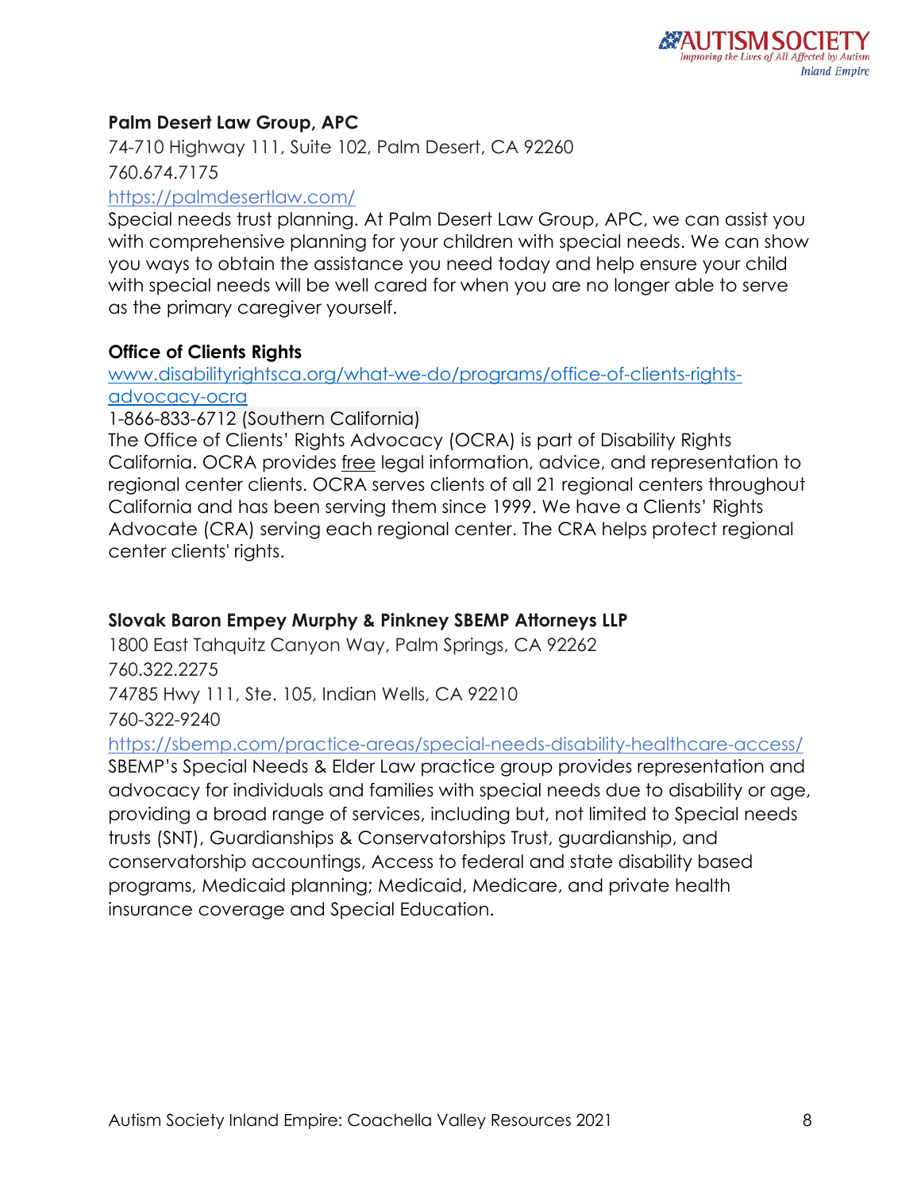**Palm Desert Law Group, APC**

74-710 Highway 111, Suite 102, Palm Desert, CA 92260

760.674.7175

https://palmdesertlaw.com/

Special needs trust planning. At Palm Desert Law Group, APC, we can assist you with comprehensive planning for your children with special needs. We can show you ways to obtain the assistance you need today and help ensure your child with special needs will be well cared for when you are no longer able to serve as the primary caregiver yourself.

**Office of Clients Rights**

www.disabilityrightsca.org/what-we-do/programs/office-of-clients-rights-advocacy-ocra

1-866-833-6712 (Southern California)

The Office of Clients' Rights Advocacy (OCRA) is part of Disability Rights California. OCRA provides free legal information, advice, and representation to regional center clients. OCRA serves clients of all 21 regional centers throughout California and has been serving them since 1999. We have a Clients' Rights Advocate (CRA) serving each regional center. The CRA helps protect regional center clients' rights.

**Slovak Baron Empey Murphy & Pinkney SBEMP Attorneys LLP**

1800 East Tahquitz Canyon Way, Palm Springs, CA 92262

760.322.2275

74785 Hwy 111, Ste. 105, Indian Wells, CA 92210

760-322-9240

https://sbemp.com/practice-areas/special-needs-disability-healthcare-access/

SBEMP's Special Needs & Elder Law practice group provides representation and advocacy for individuals and families with special needs due to disability or age, providing a broad range of services, including but, not limited to Special needs trusts (SNT), Guardianships & Conservatorships Trust, guardianship, and conservatorship accountings, Access to federal and state disability based programs, Medicaid planning; Medicaid, Medicare, and private health insurance coverage and Special Education.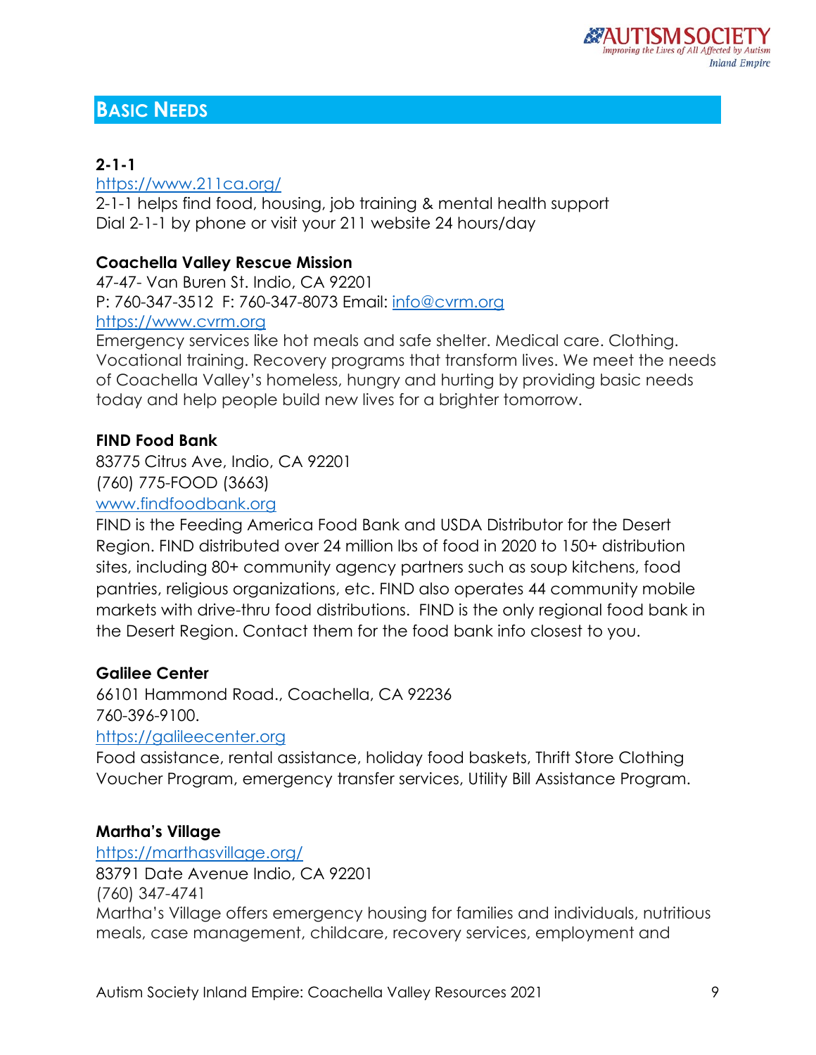## Basic Needs

**2-1-1**

https://www.211ca.org/

2-1-1 helps find food, housing, job training & mental health support
Dial 2-1-1 by phone or visit your 211 website 24 hours/day

**Coachella Valley Rescue Mission**

47-47- Van Buren St. Indio, CA 92201
P: 760-347-3512 F: 760-347-8073 Email: info@cvrm.org
https://www.cvrm.org

Emergency services like hot meals and safe shelter. Medical care. Clothing. Vocational training. Recovery programs that transform lives. We meet the needs of Coachella Valley's homeless, hungry and hurting by providing basic needs today and help people build new lives for a brighter tomorrow.

**FIND Food Bank**

83775 Citrus Ave, Indio, CA 92201
(760) 775-FOOD (3663)
www.findfoodbank.org

FIND is the Feeding America Food Bank and USDA Distributor for the Desert Region. FIND distributed over 24 million lbs of food in 2020 to 150+ distribution sites, including 80+ community agency partners such as soup kitchens, food pantries, religious organizations, etc. FIND also operates 44 community mobile markets with drive-thru food distributions. FIND is the only regional food bank in the Desert Region. Contact them for the food bank info closest to you.

**Galilee Center**

66101 Hammond Road., Coachella, CA 92236
760-396-9100.
https://galileecenter.org

Food assistance, rental assistance, holiday food baskets, Thrift Store Clothing Voucher Program, emergency transfer services, Utility Bill Assistance Program.

**Martha's Village**

https://marthasvillage.org/

83791 Date Avenue Indio, CA 92201
(760) 347-4741

Martha's Village offers emergency housing for families and individuals, nutritious meals, case management, childcare, recovery services, employment and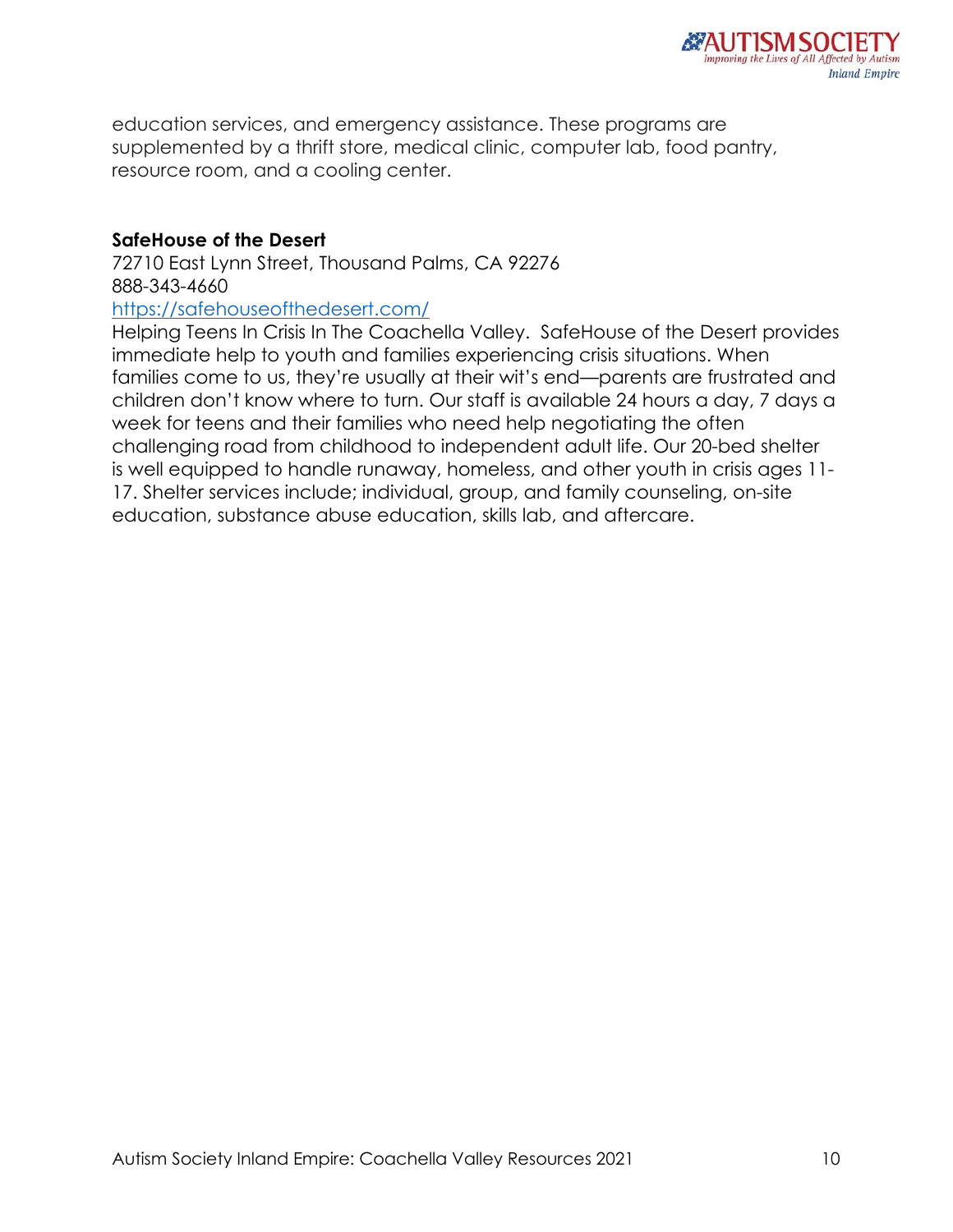education services, and emergency assistance. These programs are supplemented by a thrift store, medical clinic, computer lab, food pantry, resource room, and a cooling center.

**SafeHouse of the Desert**
72710 East Lynn Street, Thousand Palms, CA 92276
888-343-4660
https://safehouseofthedesert.com/
Helping Teens In Crisis In The Coachella Valley. SafeHouse of the Desert provides immediate help to youth and families experiencing crisis situations. When families come to us, they're usually at their wit's end—parents are frustrated and children don't know where to turn. Our staff is available 24 hours a day, 7 days a week for teens and their families who need help negotiating the often challenging road from childhood to independent adult life. Our 20-bed shelter is well equipped to handle runaway, homeless, and other youth in crisis ages 11-17. Shelter services include; individual, group, and family counseling, on-site education, substance abuse education, skills lab, and aftercare.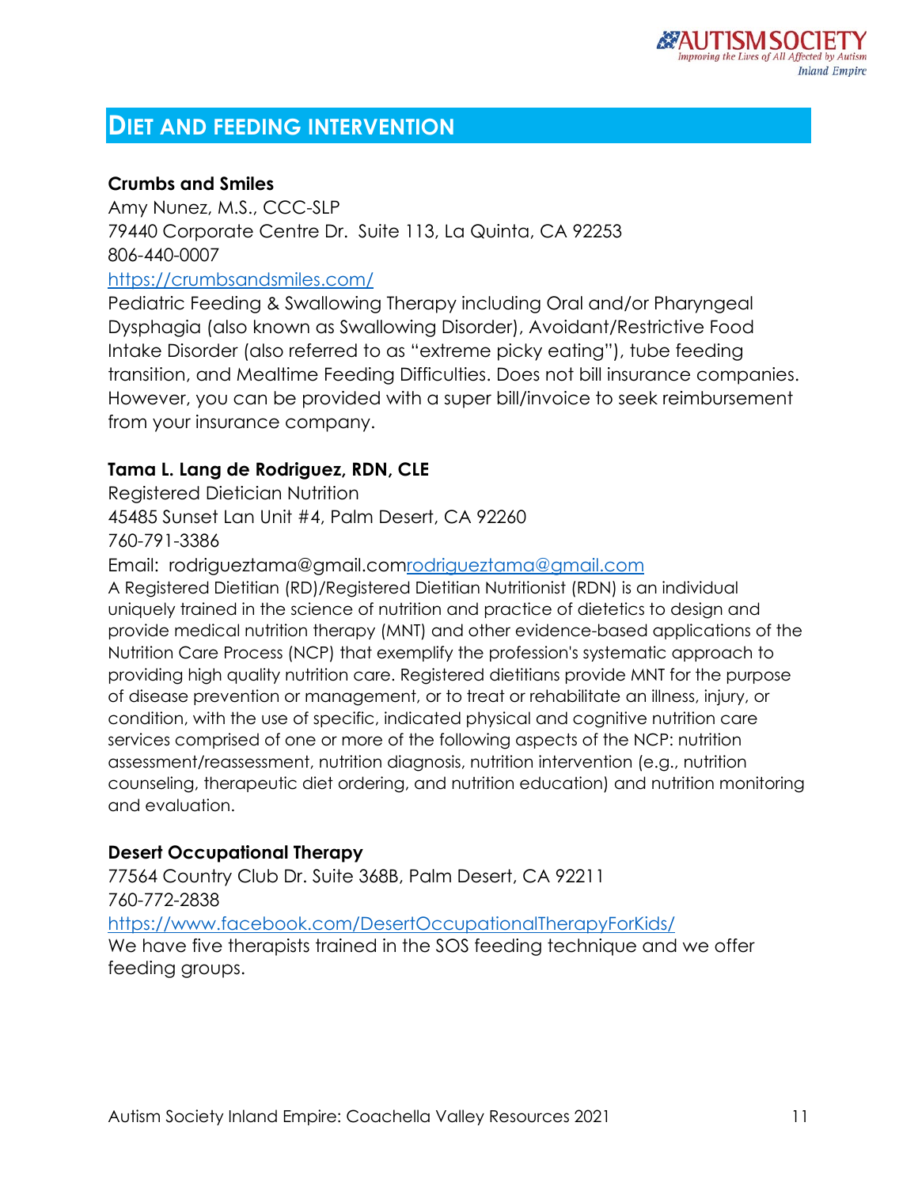## DIET AND FEEDING INTERVENTION

**Crumbs and Smiles**
Amy Nunez, M.S., CCC-SLP
79440 Corporate Centre Dr.  Suite 113, La Quinta, CA 92253
806-440-0007
https://crumbsandsmiles.com/
Pediatric Feeding & Swallowing Therapy including Oral and/or Pharyngeal Dysphagia (also known as Swallowing Disorder), Avoidant/Restrictive Food Intake Disorder (also referred to as "extreme picky eating"), tube feeding transition, and Mealtime Feeding Difficulties. Does not bill insurance companies. However, you can be provided with a super bill/invoice to seek reimbursement from your insurance company.

**Tama L. Lang de Rodriguez, RDN, CLE**
Registered Dietician Nutrition
45485 Sunset Lan Unit #4, Palm Desert, CA 92260
760-791-3386
Email:  rodrigueztama@gmail.comrodrigueztama@gmail.com
A Registered Dietitian (RD)/Registered Dietitian Nutritionist (RDN) is an individual uniquely trained in the science of nutrition and practice of dietetics to design and provide medical nutrition therapy (MNT) and other evidence-based applications of the Nutrition Care Process (NCP) that exemplify the profession's systematic approach to providing high quality nutrition care. Registered dietitians provide MNT for the purpose of disease prevention or management, or to treat or rehabilitate an illness, injury, or condition, with the use of specific, indicated physical and cognitive nutrition care services comprised of one or more of the following aspects of the NCP: nutrition assessment/reassessment, nutrition diagnosis, nutrition intervention (e.g., nutrition counseling, therapeutic diet ordering, and nutrition education) and nutrition monitoring and evaluation.

**Desert Occupational Therapy**
77564 Country Club Dr. Suite 368B, Palm Desert, CA 92211
760-772-2838
https://www.facebook.com/DesertOccupationalTherapyForKids/
We have five therapists trained in the SOS feeding technique and we offer feeding groups.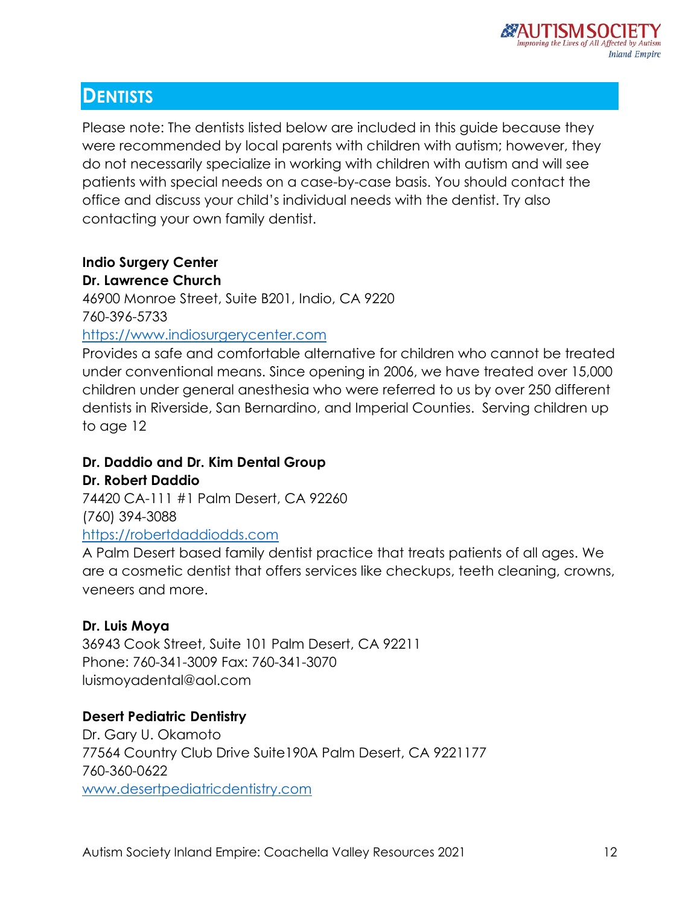## DENTISTS

Please note: The dentists listed below are included in this guide because they were recommended by local parents with children with autism; however, they do not necessarily specialize in working with children with autism and will see patients with special needs on a case-by-case basis. You should contact the office and discuss your child's individual needs with the dentist. Try also contacting your own family dentist.

**Indio Surgery Center**
**Dr. Lawrence Church**
46900 Monroe Street, Suite B201, Indio, CA 9220
760-396-5733
https://www.indiosurgerycenter.com
Provides a safe and comfortable alternative for children who cannot be treated under conventional means. Since opening in 2006, we have treated over 15,000 children under general anesthesia who were referred to us by over 250 different dentists in Riverside, San Bernardino, and Imperial Counties. Serving children up to age 12

**Dr. Daddio and Dr. Kim Dental Group**
**Dr. Robert Daddio**
74420 CA-111 #1 Palm Desert, CA 92260
(760) 394-3088
https://robertdaddiodds.com
A Palm Desert based family dentist practice that treats patients of all ages. We are a cosmetic dentist that offers services like checkups, teeth cleaning, crowns, veneers and more.

**Dr. Luis Moya**
36943 Cook Street, Suite 101 Palm Desert, CA 92211
Phone: 760-341-3009 Fax: 760-341-3070
luismoyadental@aol.com

**Desert Pediatric Dentistry**
Dr. Gary U. Okamoto
77564 Country Club Drive Suite190A Palm Desert, CA 9221177
760-360-0622
www.desertpediatricdentistry.com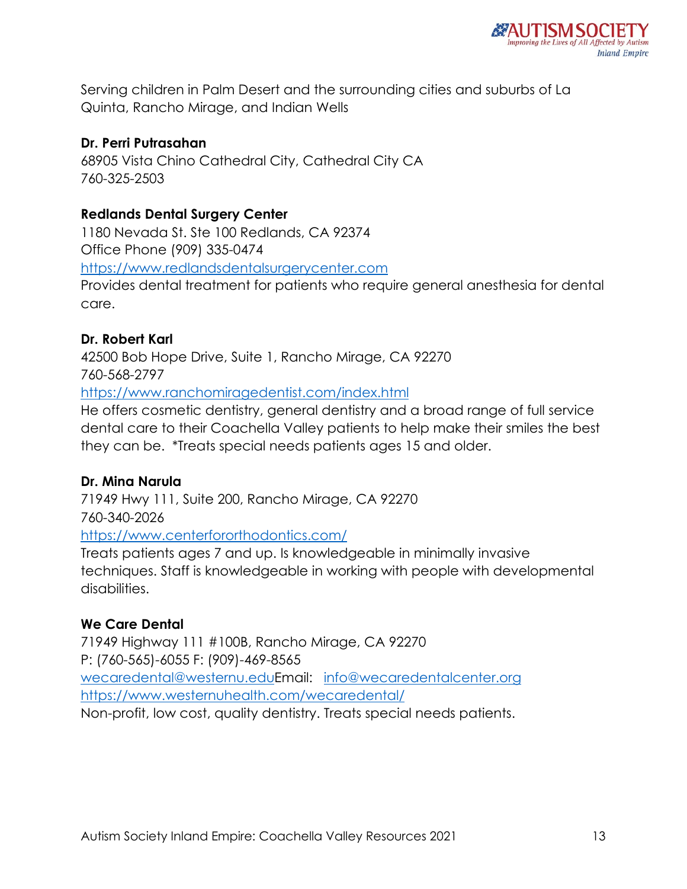Serving children in Palm Desert and the surrounding cities and suburbs of La Quinta, Rancho Mirage, and Indian Wells

**Dr. Perri Putrasahan**
68905 Vista Chino Cathedral City, Cathedral City CA
760-325-2503

**Redlands Dental Surgery Center**
1180 Nevada St. Ste 100 Redlands, CA 92374
Office Phone (909) 335-0474
https://www.redlandsdentalsurgerycenter.com
Provides dental treatment for patients who require general anesthesia for dental care.

**Dr. Robert Karl**
42500 Bob Hope Drive, Suite 1, Rancho Mirage, CA 92270
760-568-2797
https://www.ranchomiragedentist.com/index.html
He offers cosmetic dentistry, general dentistry and a broad range of full service dental care to their Coachella Valley patients to help make their smiles the best they can be. *Treats special needs patients ages 15 and older.

**Dr. Mina Narula**
71949 Hwy 111, Suite 200, Rancho Mirage, CA 92270
760-340-2026
https://www.centerfororthodontics.com/
Treats patients ages 7 and up. Is knowledgeable in minimally invasive techniques. Staff is knowledgeable in working with people with developmental disabilities.

**We Care Dental**
71949 Highway 111 #100B, Rancho Mirage, CA 92270
P: (760-565)-6055 F: (909)-469-8565
wecaredental@westernu.eduEmail: info@wecaredentalcenter.org
https://www.westernuhealth.com/wecaredental/
Non-profit, low cost, quality dentistry. Treats special needs patients.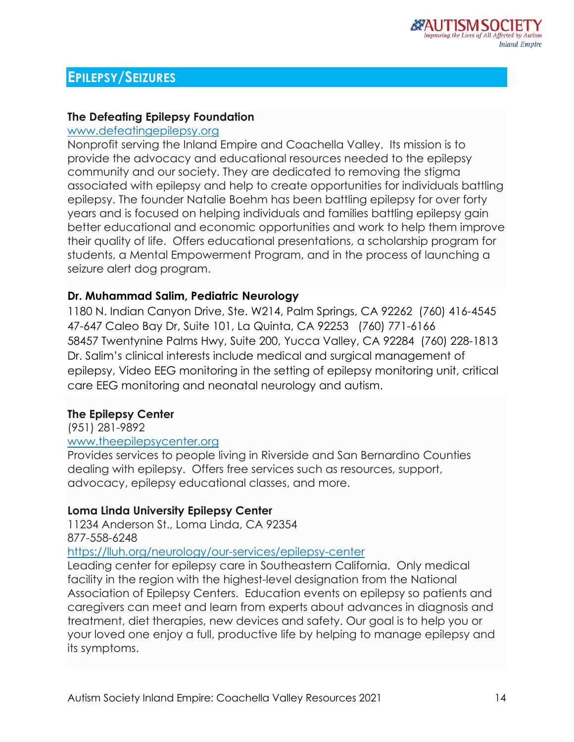## EPILEPSY/SEIZURES

**The Defeating Epilepsy Foundation**
www.defeatingepilepsy.org
Nonprofit serving the Inland Empire and Coachella Valley. Its mission is to provide the advocacy and educational resources needed to the epilepsy community and our society. They are dedicated to removing the stigma associated with epilepsy and help to create opportunities for individuals battling epilepsy. The founder Natalie Boehm has been battling epilepsy for over forty years and is focused on helping individuals and families battling epilepsy gain better educational and economic opportunities and work to help them improve their quality of life. Offers educational presentations, a scholarship program for students, a Mental Empowerment Program, and in the process of launching a seizure alert dog program.

**Dr. Muhammad Salim, Pediatric Neurology**
1180 N. Indian Canyon Drive, Ste. W214, Palm Springs, CA 92262 (760) 416-4545
47-647 Caleo Bay Dr, Suite 101, La Quinta, CA 92253 (760) 771-6166
58457 Twentynine Palms Hwy, Suite 200, Yucca Valley, CA 92284 (760) 228-1813
Dr. Salim's clinical interests include medical and surgical management of epilepsy, Video EEG monitoring in the setting of epilepsy monitoring unit, critical care EEG monitoring and neonatal neurology and autism.

**The Epilepsy Center**
(951) 281-9892
www.theepilepsycenter.org
Provides services to people living in Riverside and San Bernardino Counties dealing with epilepsy. Offers free services such as resources, support, advocacy, epilepsy educational classes, and more.

**Loma Linda University Epilepsy Center**
11234 Anderson St., Loma Linda, CA 92354
877-558-6248
https://lluh.org/neurology/our-services/epilepsy-center
Leading center for epilepsy care in Southeastern California. Only medical facility in the region with the highest-level designation from the National Association of Epilepsy Centers. Education events on epilepsy so patients and caregivers can meet and learn from experts about advances in diagnosis and treatment, diet therapies, new devices and safety. Our goal is to help you or your loved one enjoy a full, productive life by helping to manage epilepsy and its symptoms.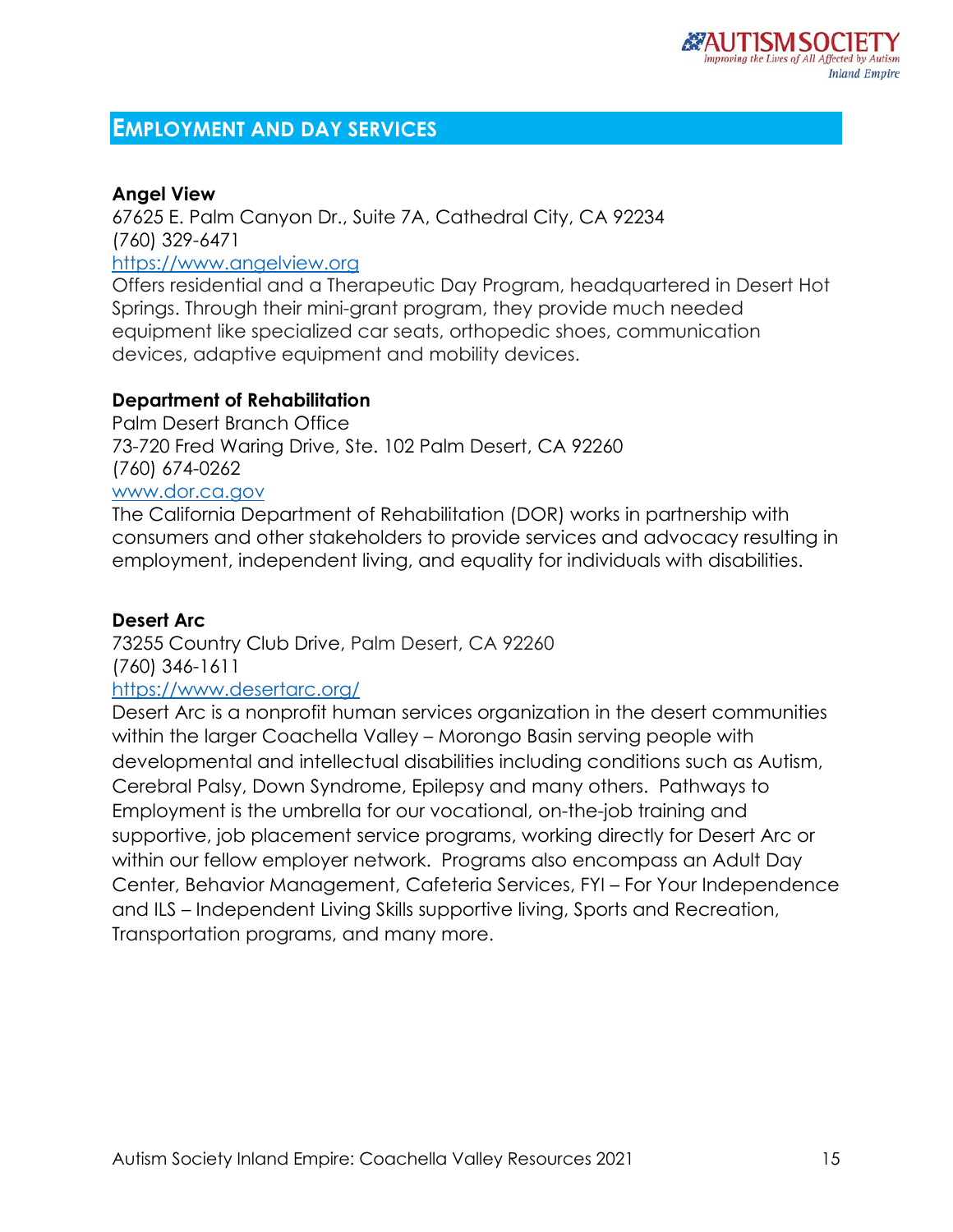## EMPLOYMENT AND DAY SERVICES

**Angel View**
67625 E. Palm Canyon Dr., Suite 7A, Cathedral City, CA 92234
(760) 329-6471
https://www.angelview.org
Offers residential and a Therapeutic Day Program, headquartered in Desert Hot Springs. Through their mini-grant program, they provide much needed equipment like specialized car seats, orthopedic shoes, communication devices, adaptive equipment and mobility devices.

**Department of Rehabilitation**
Palm Desert Branch Office
73-720 Fred Waring Drive, Ste. 102 Palm Desert, CA 92260
(760) 674-0262
www.dor.ca.gov
The California Department of Rehabilitation (DOR) works in partnership with consumers and other stakeholders to provide services and advocacy resulting in employment, independent living, and equality for individuals with disabilities.

**Desert Arc**
73255 Country Club Drive, Palm Desert, CA 92260
(760) 346-1611
https://www.desertarc.org/
Desert Arc is a nonprofit human services organization in the desert communities within the larger Coachella Valley – Morongo Basin serving people with developmental and intellectual disabilities including conditions such as Autism, Cerebral Palsy, Down Syndrome, Epilepsy and many others. Pathways to Employment is the umbrella for our vocational, on-the-job training and supportive, job placement service programs, working directly for Desert Arc or within our fellow employer network. Programs also encompass an Adult Day Center, Behavior Management, Cafeteria Services, FYI – For Your Independence and ILS – Independent Living Skills supportive living, Sports and Recreation, Transportation programs, and many more.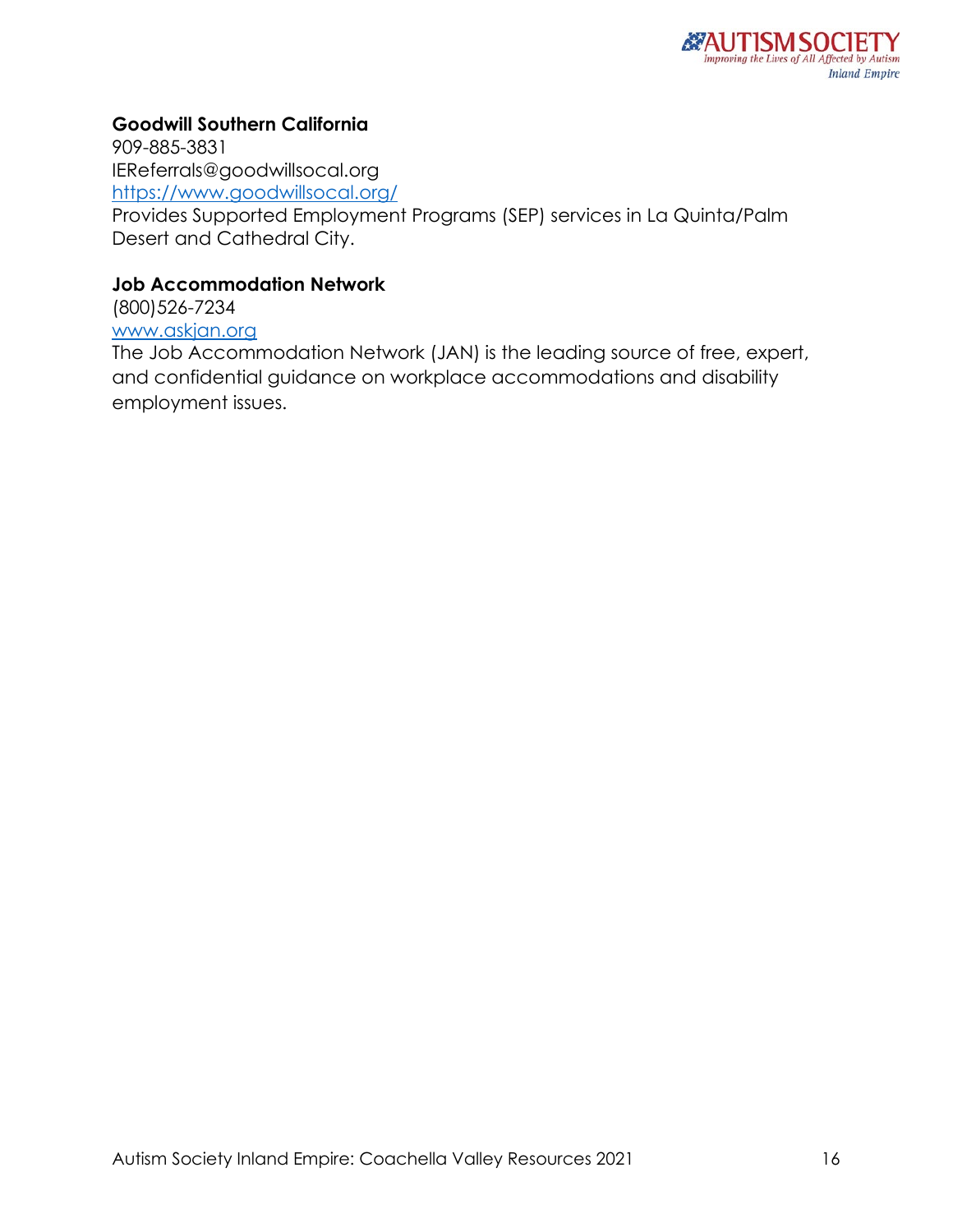**Goodwill Southern California**
909-885-3831
IEReferrals@goodwillsocal.org
[https://www.goodwillsocal.org/](https://www.goodwillsocal.org/)
Provides Supported Employment Programs (SEP) services in La Quinta/Palm Desert and Cathedral City.

**Job Accommodation Network**
(800)526-7234
[www.askjan.org](http://www.askjan.org)
The Job Accommodation Network (JAN) is the leading source of free, expert, and confidential guidance on workplace accommodations and disability employment issues.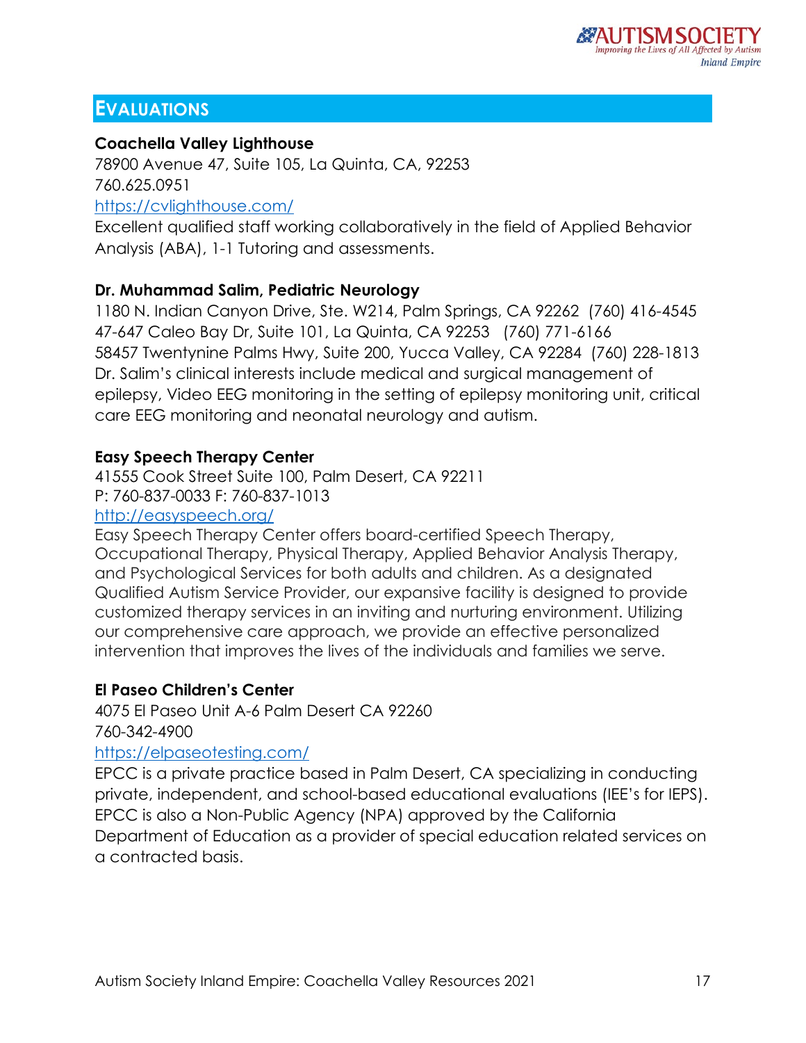## EVALUATIONS

**Coachella Valley Lighthouse**
78900 Avenue 47, Suite 105, La Quinta, CA, 92253
760.625.0951
https://cvlighthouse.com/
Excellent qualified staff working collaboratively in the field of Applied Behavior Analysis (ABA), 1-1 Tutoring and assessments.

**Dr. Muhammad Salim, Pediatric Neurology**
1180 N. Indian Canyon Drive, Ste. W214, Palm Springs, CA 92262 (760) 416-4545
47-647 Caleo Bay Dr, Suite 101, La Quinta, CA 92253 (760) 771-6166
58457 Twentynine Palms Hwy, Suite 200, Yucca Valley, CA 92284 (760) 228-1813
Dr. Salim's clinical interests include medical and surgical management of epilepsy, Video EEG monitoring in the setting of epilepsy monitoring unit, critical care EEG monitoring and neonatal neurology and autism.

**Easy Speech Therapy Center**
41555 Cook Street Suite 100, Palm Desert, CA 92211
P: 760-837-0033 F: 760-837-1013
http://easyspeech.org/
Easy Speech Therapy Center offers board-certified Speech Therapy, Occupational Therapy, Physical Therapy, Applied Behavior Analysis Therapy, and Psychological Services for both adults and children. As a designated Qualified Autism Service Provider, our expansive facility is designed to provide customized therapy services in an inviting and nurturing environment. Utilizing our comprehensive care approach, we provide an effective personalized intervention that improves the lives of the individuals and families we serve.

**El Paseo Children's Center**
4075 El Paseo Unit A-6 Palm Desert CA 92260
760-342-4900
https://elpaseotesting.com/
EPCC is a private practice based in Palm Desert, CA specializing in conducting private, independent, and school-based educational evaluations (IEE's for IEPS). EPCC is also a Non-Public Agency (NPA) approved by the California Department of Education as a provider of special education related services on a contracted basis.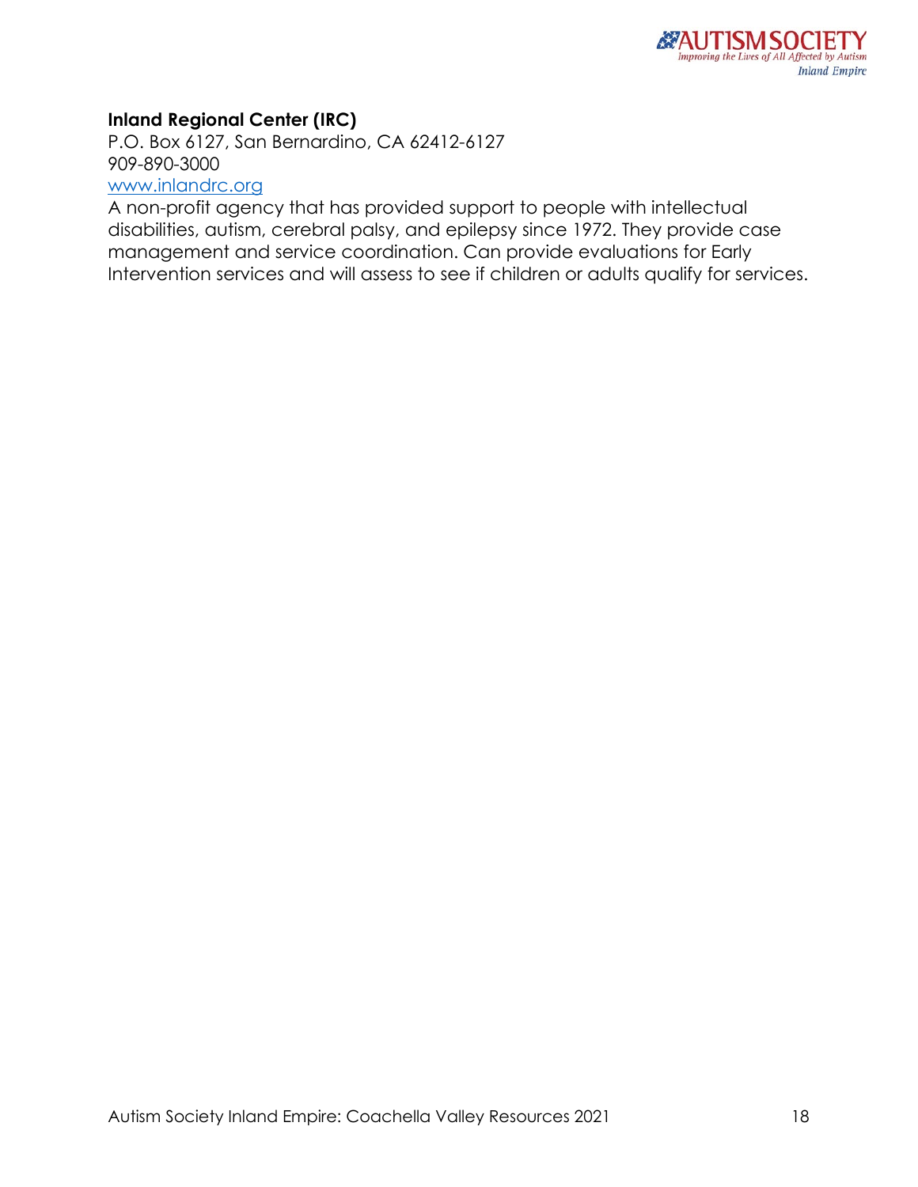**Inland Regional Center (IRC)**
P.O. Box 6127, San Bernardino, CA 62412-6127
909-890-3000
[www.inlandrc.org](http://www.inlandrc.org)
A non-profit agency that has provided support to people with intellectual disabilities, autism, cerebral palsy, and epilepsy since 1972. They provide case management and service coordination. Can provide evaluations for Early Intervention services and will assess to see if children or adults qualify for services.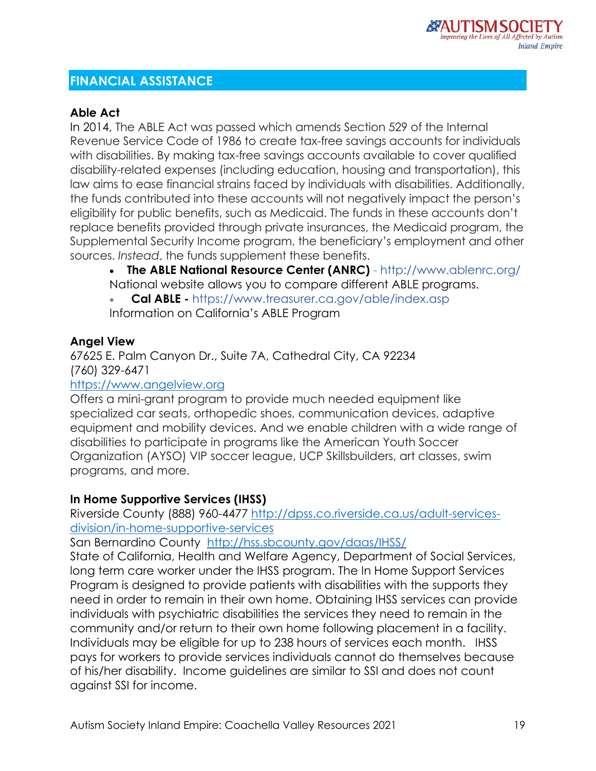## FINANCIAL ASSISTANCE

### Able Act

In 2014, The ABLE Act was passed which amends Section 529 of the Internal Revenue Service Code of 1986 to create tax-free savings accounts for individuals with disabilities. By making tax-free savings accounts available to cover qualified disability-related expenses (including education, housing and transportation), this law aims to ease financial strains faced by individuals with disabilities. Additionally, the funds contributed into these accounts will not negatively impact the person's eligibility for public benefits, such as Medicaid. The funds in these accounts don't replace benefits provided through private insurances, the Medicaid program, the Supplemental Security Income program, the beneficiary's employment and other sources. *Instead*, the funds supplement these benefits.

- **The ABLE National Resource Center (ANRC)** - http://www.ablenrc.org/
  National website allows you to compare different ABLE programs.
- **Cal ABLE -** https://www.treasurer.ca.gov/able/index.asp
  Information on California's ABLE Program

### Angel View

67625 E. Palm Canyon Dr., Suite 7A, Cathedral City, CA 92234
(760) 329-6471
https://www.angelview.org
Offers a mini-grant program to provide much needed equipment like specialized car seats, orthopedic shoes, communication devices, adaptive equipment and mobility devices. And we enable children with a wide range of disabilities to participate in programs like the American Youth Soccer Organization (AYSO) VIP soccer league, UCP Skillsbuilders, art classes, swim programs, and more.

### In Home Supportive Services (IHSS)

Riverside County (888) 960-4477 http://dpss.co.riverside.ca.us/adult-services-division/in-home-supportive-services
San Bernardino County http://hss.sbcounty.gov/daas/IHSS/
State of California, Health and Welfare Agency, Department of Social Services, long term care worker under the IHSS program. The In Home Support Services Program is designed to provide patients with disabilities with the supports they need in order to remain in their own home. Obtaining IHSS services can provide individuals with psychiatric disabilities the services they need to remain in the community and/or return to their own home following placement in a facility. Individuals may be eligible for up to 238 hours of services each month. IHSS pays for workers to provide services individuals cannot do themselves because of his/her disability. Income guidelines are similar to SSI and does not count against SSI for income.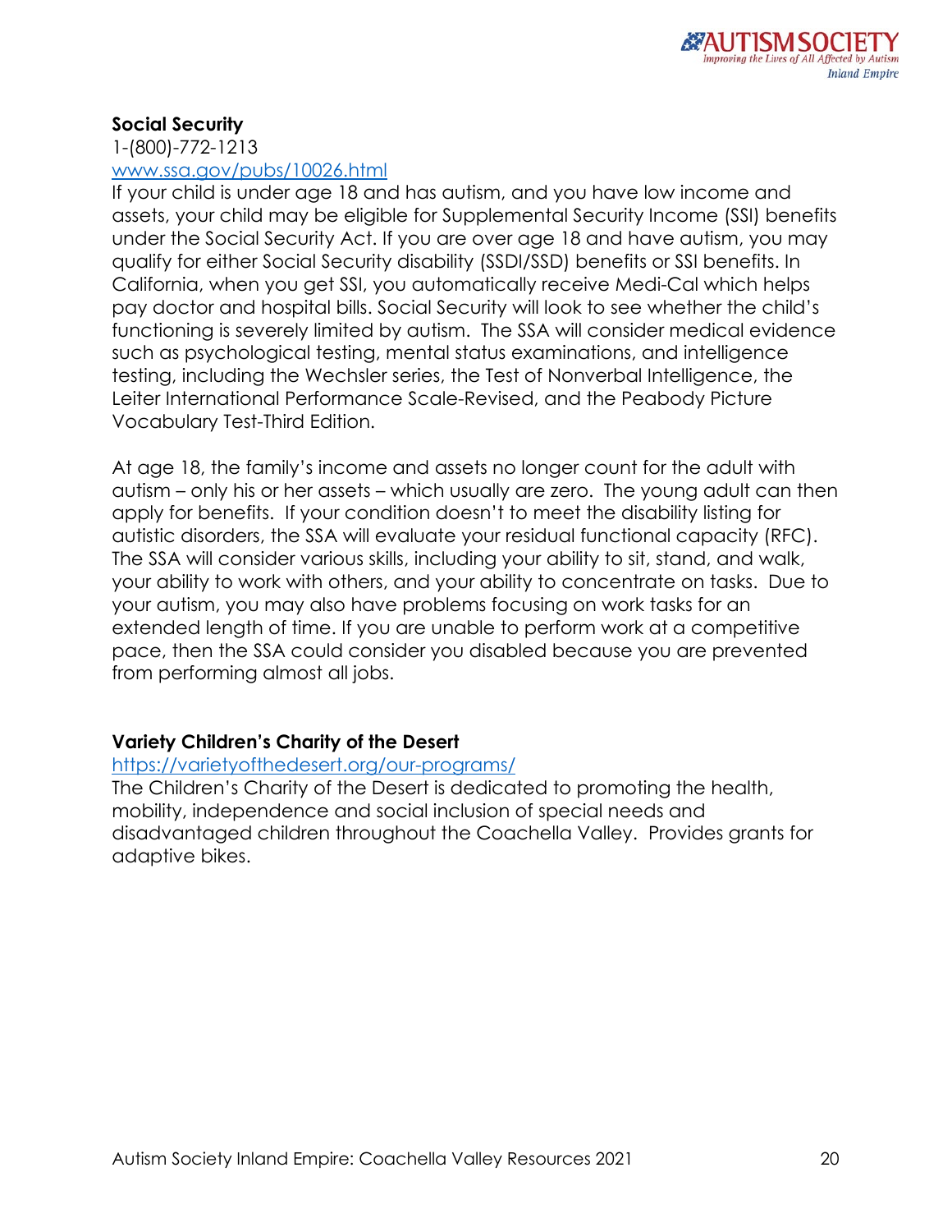**Social Security**

1-(800)-772-1213

www.ssa.gov/pubs/10026.html

If your child is under age 18 and has autism, and you have low income and assets, your child may be eligible for Supplemental Security Income (SSI) benefits under the Social Security Act. If you are over age 18 and have autism, you may qualify for either Social Security disability (SSDI/SSD) benefits or SSI benefits. In California, when you get SSI, you automatically receive Medi-Cal which helps pay doctor and hospital bills. Social Security will look to see whether the child's functioning is severely limited by autism. The SSA will consider medical evidence such as psychological testing, mental status examinations, and intelligence testing, including the Wechsler series, the Test of Nonverbal Intelligence, the Leiter International Performance Scale-Revised, and the Peabody Picture Vocabulary Test-Third Edition.

At age 18, the family's income and assets no longer count for the adult with autism – only his or her assets – which usually are zero. The young adult can then apply for benefits. If your condition doesn't to meet the disability listing for autistic disorders, the SSA will evaluate your residual functional capacity (RFC). The SSA will consider various skills, including your ability to sit, stand, and walk, your ability to work with others, and your ability to concentrate on tasks. Due to your autism, you may also have problems focusing on work tasks for an extended length of time. If you are unable to perform work at a competitive pace, then the SSA could consider you disabled because you are prevented from performing almost all jobs.

**Variety Children's Charity of the Desert**

https://varietyofthedesert.org/our-programs/

The Children's Charity of the Desert is dedicated to promoting the health, mobility, independence and social inclusion of special needs and disadvantaged children throughout the Coachella Valley. Provides grants for adaptive bikes.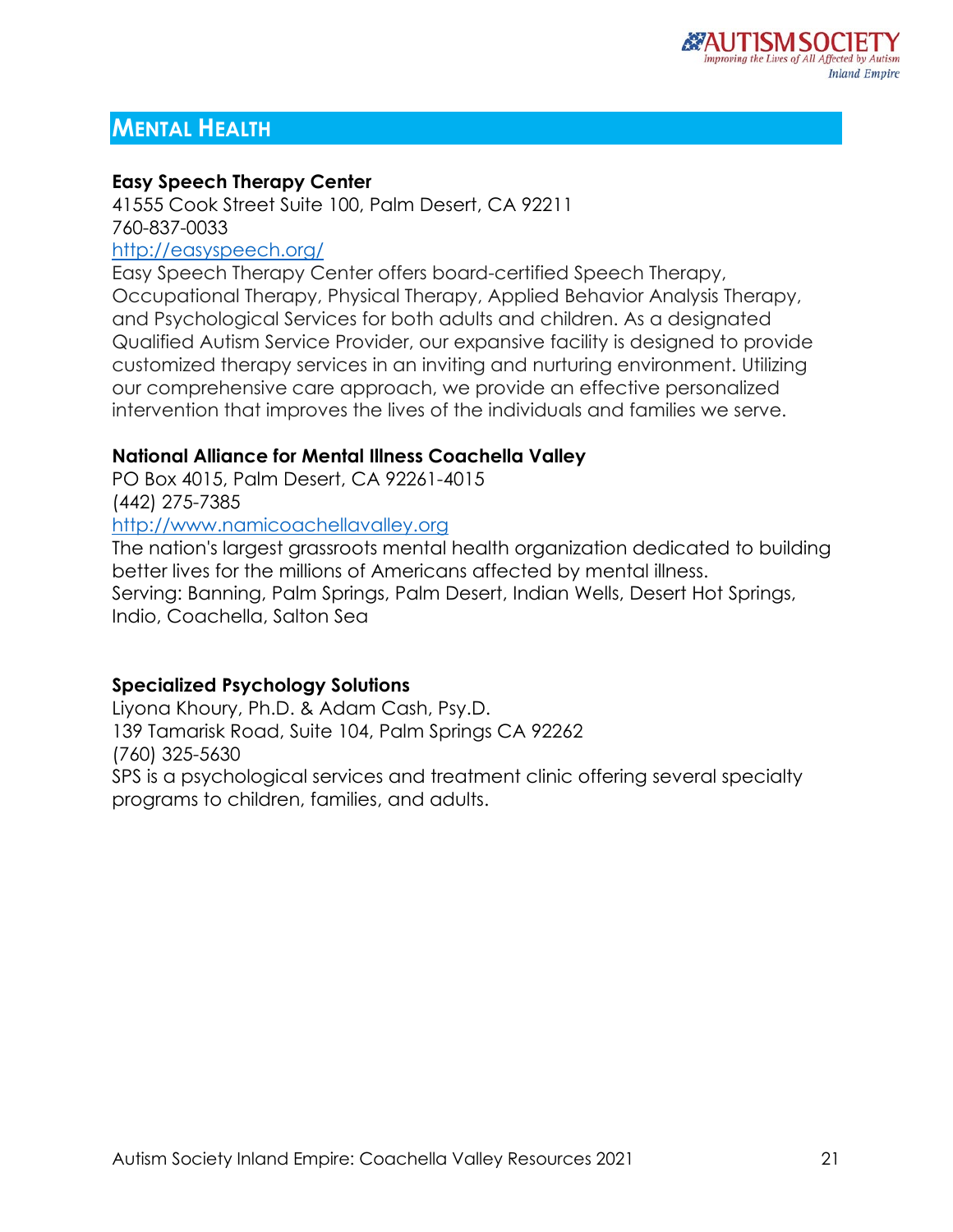## MENTAL HEALTH

**Easy Speech Therapy Center**
41555 Cook Street Suite 100, Palm Desert, CA 92211
760-837-0033
[http://easyspeech.org/](http://easyspeech.org/)
Easy Speech Therapy Center offers board-certified Speech Therapy, Occupational Therapy, Physical Therapy, Applied Behavior Analysis Therapy, and Psychological Services for both adults and children. As a designated Qualified Autism Service Provider, our expansive facility is designed to provide customized therapy services in an inviting and nurturing environment. Utilizing our comprehensive care approach, we provide an effective personalized intervention that improves the lives of the individuals and families we serve.

**National Alliance for Mental Illness Coachella Valley**
PO Box 4015, Palm Desert, CA 92261-4015
(442) 275-7385
[http://www.namicoachellavalley.org](http://www.namicoachellavalley.org)
The nation's largest grassroots mental health organization dedicated to building better lives for the millions of Americans affected by mental illness.
Serving: Banning, Palm Springs, Palm Desert, Indian Wells, Desert Hot Springs, Indio, Coachella, Salton Sea

**Specialized Psychology Solutions**
Liyona Khoury, Ph.D. & Adam Cash, Psy.D.
139 Tamarisk Road, Suite 104, Palm Springs CA 92262
(760) 325-5630
SPS is a psychological services and treatment clinic offering several specialty programs to children, families, and adults.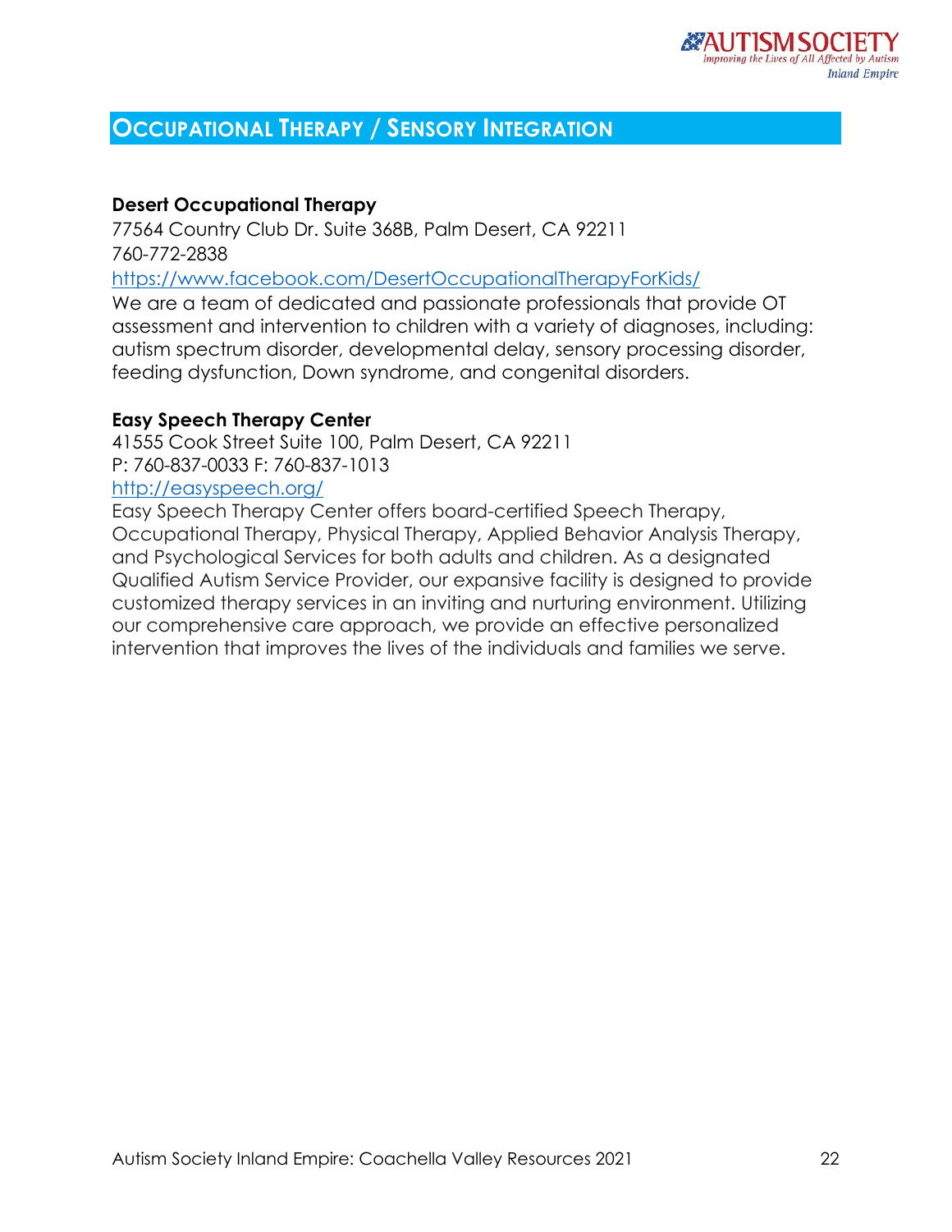## OCCUPATIONAL THERAPY / SENSORY INTEGRATION

**Desert Occupational Therapy**
77564 Country Club Dr. Suite 368B, Palm Desert, CA 92211
760-772-2838
https://www.facebook.com/DesertOccupationalTherapyForKids/
We are a team of dedicated and passionate professionals that provide OT assessment and intervention to children with a variety of diagnoses, including: autism spectrum disorder, developmental delay, sensory processing disorder, feeding dysfunction, Down syndrome, and congenital disorders.

**Easy Speech Therapy Center**
41555 Cook Street Suite 100, Palm Desert, CA 92211
P: 760-837-0033 F: 760-837-1013
http://easyspeech.org/
Easy Speech Therapy Center offers board-certified Speech Therapy, Occupational Therapy, Physical Therapy, Applied Behavior Analysis Therapy, and Psychological Services for both adults and children. As a designated Qualified Autism Service Provider, our expansive facility is designed to provide customized therapy services in an inviting and nurturing environment. Utilizing our comprehensive care approach, we provide an effective personalized intervention that improves the lives of the individuals and families we serve.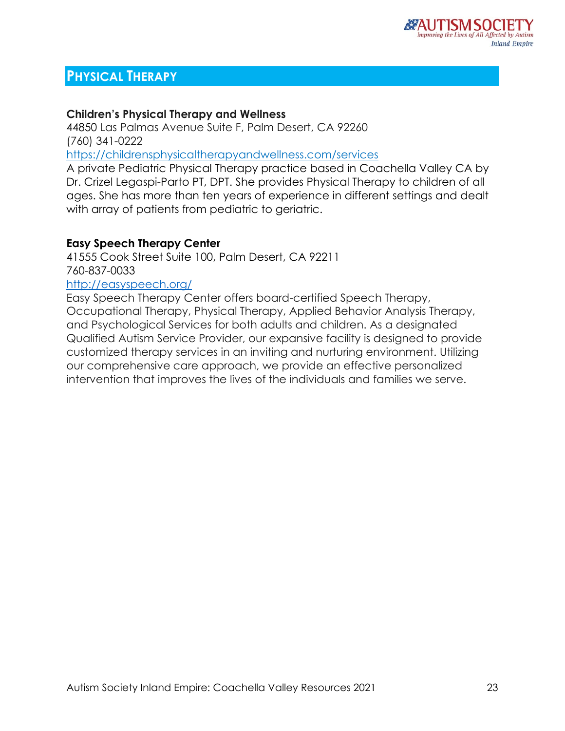## PHYSICAL THERAPY

**Children's Physical Therapy and Wellness**
44850 Las Palmas Avenue Suite F, Palm Desert, CA 92260
(760) 341-0222
https://childrensphysicaltherapyandwellness.com/services
A private Pediatric Physical Therapy practice based in Coachella Valley CA by Dr. Crizel Legaspi-Parto PT, DPT. She provides Physical Therapy to children of all ages. She has more than ten years of experience in different settings and dealt with array of patients from pediatric to geriatric.

**Easy Speech Therapy Center**
41555 Cook Street Suite 100, Palm Desert, CA 92211
760-837-0033
http://easyspeech.org/
Easy Speech Therapy Center offers board-certified Speech Therapy, Occupational Therapy, Physical Therapy, Applied Behavior Analysis Therapy, and Psychological Services for both adults and children. As a designated Qualified Autism Service Provider, our expansive facility is designed to provide customized therapy services in an inviting and nurturing environment. Utilizing our comprehensive care approach, we provide an effective personalized intervention that improves the lives of the individuals and families we serve.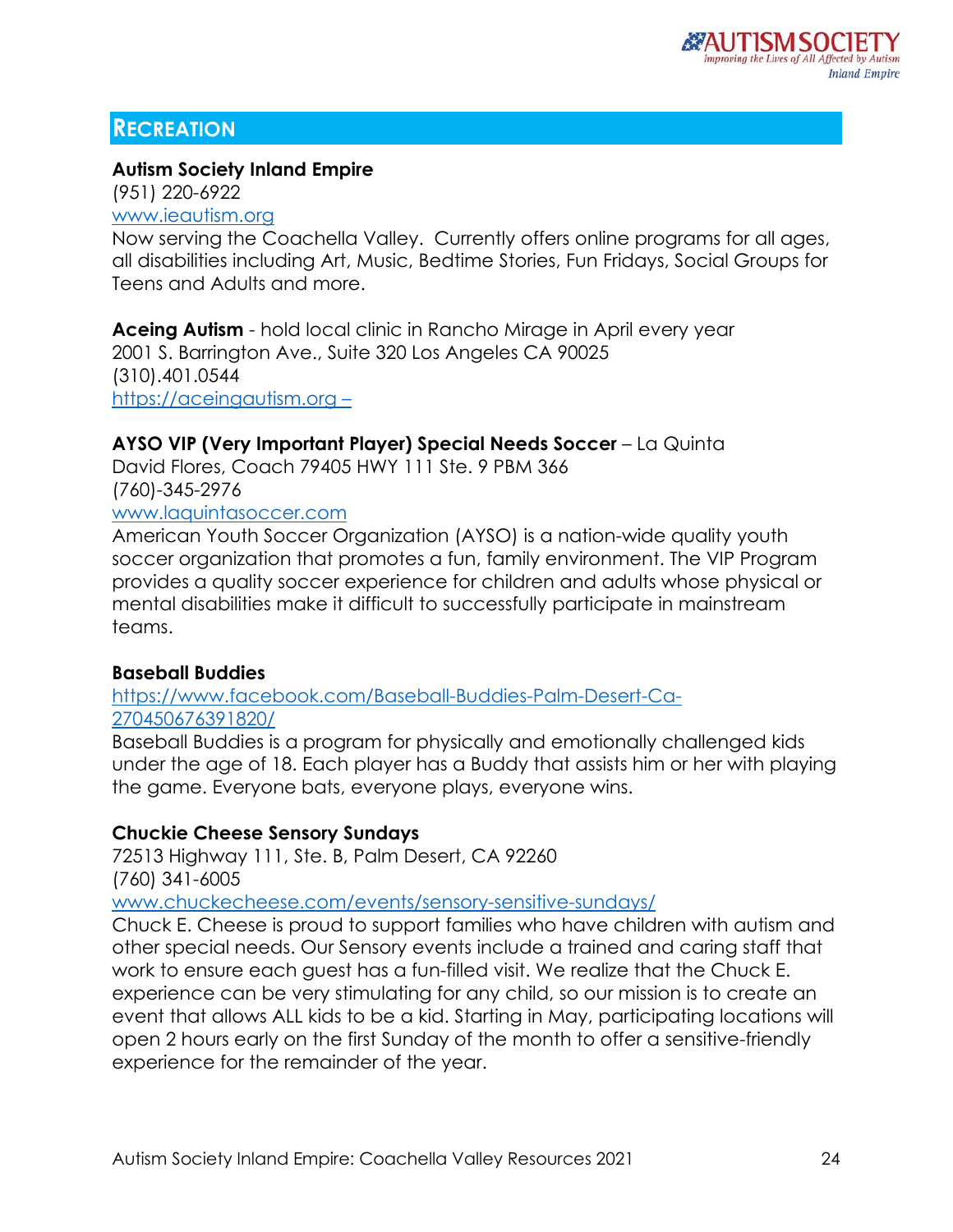## Recreation

**Autism Society Inland Empire**
(951) 220-6922
www.ieautism.org
Now serving the Coachella Valley. Currently offers online programs for all ages, all disabilities including Art, Music, Bedtime Stories, Fun Fridays, Social Groups for Teens and Adults and more.

**Aceing Autism** - hold local clinic in Rancho Mirage in April every year
2001 S. Barrington Ave., Suite 320 Los Angeles CA 90025
(310).401.0544
https://aceingautism.org –

**AYSO VIP (Very Important Player) Special Needs Soccer** – La Quinta
David Flores, Coach 79405 HWY 111 Ste. 9 PBM 366
(760)-345-2976
www.laquintasoccer.com
American Youth Soccer Organization (AYSO) is a nation-wide quality youth soccer organization that promotes a fun, family environment. The VIP Program provides a quality soccer experience for children and adults whose physical or mental disabilities make it difficult to successfully participate in mainstream teams.

**Baseball Buddies**
https://www.facebook.com/Baseball-Buddies-Palm-Desert-Ca-270450676391820/
Baseball Buddies is a program for physically and emotionally challenged kids under the age of 18. Each player has a Buddy that assists him or her with playing the game. Everyone bats, everyone plays, everyone wins.

**Chuckie Cheese Sensory Sundays**
72513 Highway 111, Ste. B, Palm Desert, CA 92260
(760) 341-6005
www.chuckecheese.com/events/sensory-sensitive-sundays/
Chuck E. Cheese is proud to support families who have children with autism and other special needs. Our Sensory events include a trained and caring staff that work to ensure each guest has a fun-filled visit. We realize that the Chuck E. experience can be very stimulating for any child, so our mission is to create an event that allows ALL kids to be a kid. Starting in May, participating locations will open 2 hours early on the first Sunday of the month to offer a sensitive-friendly experience for the remainder of the year.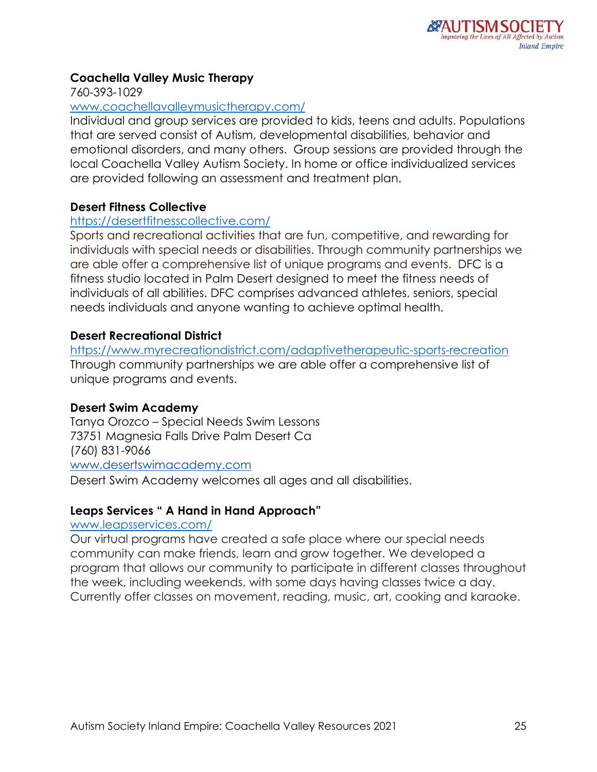**Coachella Valley Music Therapy**
760-393-1029
www.coachellavalleymusictherapy.com/
Individual and group services are provided to kids, teens and adults. Populations that are served consist of Autism, developmental disabilities, behavior and emotional disorders, and many others. Group sessions are provided through the local Coachella Valley Autism Society. In home or office individualized services are provided following an assessment and treatment plan.

**Desert Fitness Collective**
https://desertfitnesscollective.com/
Sports and recreational activities that are fun, competitive, and rewarding for individuals with special needs or disabilities. Through community partnerships we are able offer a comprehensive list of unique programs and events. DFC is a fitness studio located in Palm Desert designed to meet the fitness needs of individuals of all abilities. DFC comprises advanced athletes, seniors, special needs individuals and anyone wanting to achieve optimal health.

**Desert Recreational District**
https://www.myrecreationdistrict.com/adaptivetherapeutic-sports-recreation
Through community partnerships we are able offer a comprehensive list of unique programs and events.

**Desert Swim Academy**
Tanya Orozco – Special Needs Swim Lessons
73751 Magnesia Falls Drive Palm Desert Ca
(760) 831-9066
www.desertswimacademy.com
Desert Swim Academy welcomes all ages and all disabilities.

**Leaps Services " A Hand in Hand Approach"**
www.leapsservices.com/
Our virtual programs have created a safe place where our special needs community can make friends, learn and grow together. We developed a program that allows our community to participate in different classes throughout the week, including weekends, with some days having classes twice a day. Currently offer classes on movement, reading, music, art, cooking and karaoke.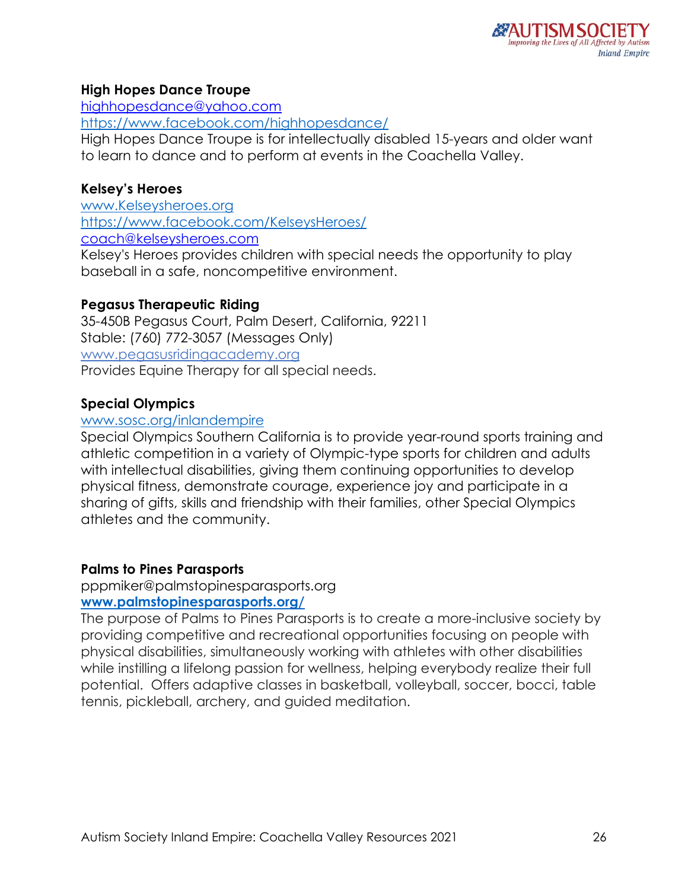**High Hopes Dance Troupe**
highhopesdance@yahoo.com
https://www.facebook.com/highhopesdance/
High Hopes Dance Troupe is for intellectually disabled 15-years and older want to learn to dance and to perform at events in the Coachella Valley.

**Kelsey's Heroes**
www.Kelseysheroes.org
https://www.facebook.com/KelseysHeroes/
coach@kelseysheroes.com
Kelsey's Heroes provides children with special needs the opportunity to play baseball in a safe, noncompetitive environment.

**Pegasus Therapeutic Riding**
35-450B Pegasus Court, Palm Desert, California, 92211
Stable: (760) 772-3057 (Messages Only)
www.pegasusridingacademy.org
Provides Equine Therapy for all special needs.

**Special Olympics**
www.sosc.org/inlandempire
Special Olympics Southern California is to provide year-round sports training and athletic competition in a variety of Olympic-type sports for children and adults with intellectual disabilities, giving them continuing opportunities to develop physical fitness, demonstrate courage, experience joy and participate in a sharing of gifts, skills and friendship with their families, other Special Olympics athletes and the community.

**Palms to Pines Parasports**
pppmiker@palmstopinesparasports.org
**www.palmstopinesparasports.org/**
The purpose of Palms to Pines Parasports is to create a more-inclusive society by providing competitive and recreational opportunities focusing on people with physical disabilities, simultaneously working with athletes with other disabilities while instilling a lifelong passion for wellness, helping everybody realize their full potential. Offers adaptive classes in basketball, volleyball, soccer, bocci, table tennis, pickleball, archery, and guided meditation.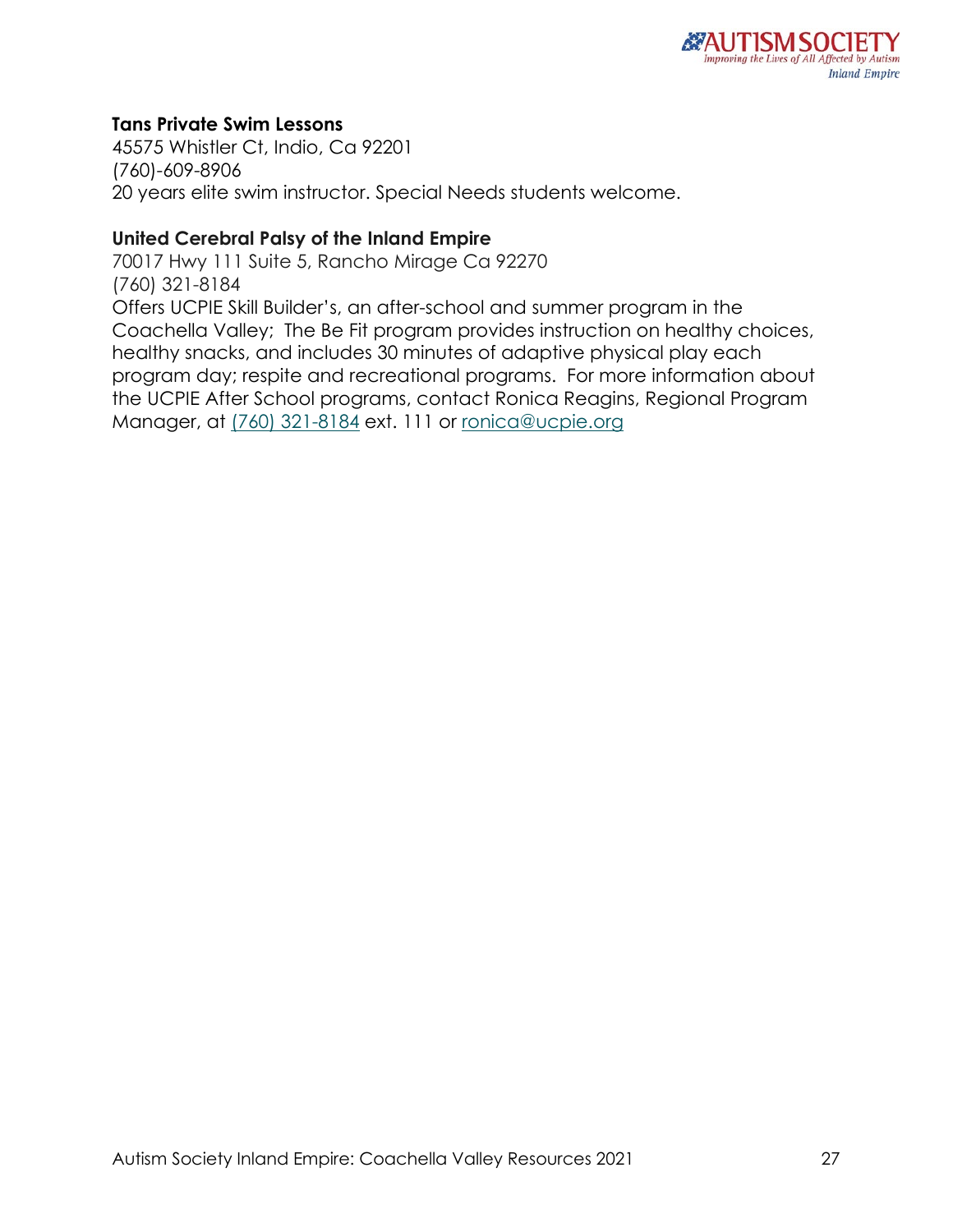**Tans Private Swim Lessons**
45575 Whistler Ct, Indio, Ca 92201
(760)-609-8906
20 years elite swim instructor. Special Needs students welcome.

**United Cerebral Palsy of the Inland Empire**
70017 Hwy 111 Suite 5, Rancho Mirage Ca 92270
(760) 321-8184
Offers UCPIE Skill Builder's, an after-school and summer program in the Coachella Valley; The Be Fit program provides instruction on healthy choices, healthy snacks, and includes 30 minutes of adaptive physical play each program day; respite and recreational programs. For more information about the UCPIE After School programs, contact Ronica Reagins, Regional Program Manager, at (760) 321-8184 ext. 111 or ronica@ucpie.org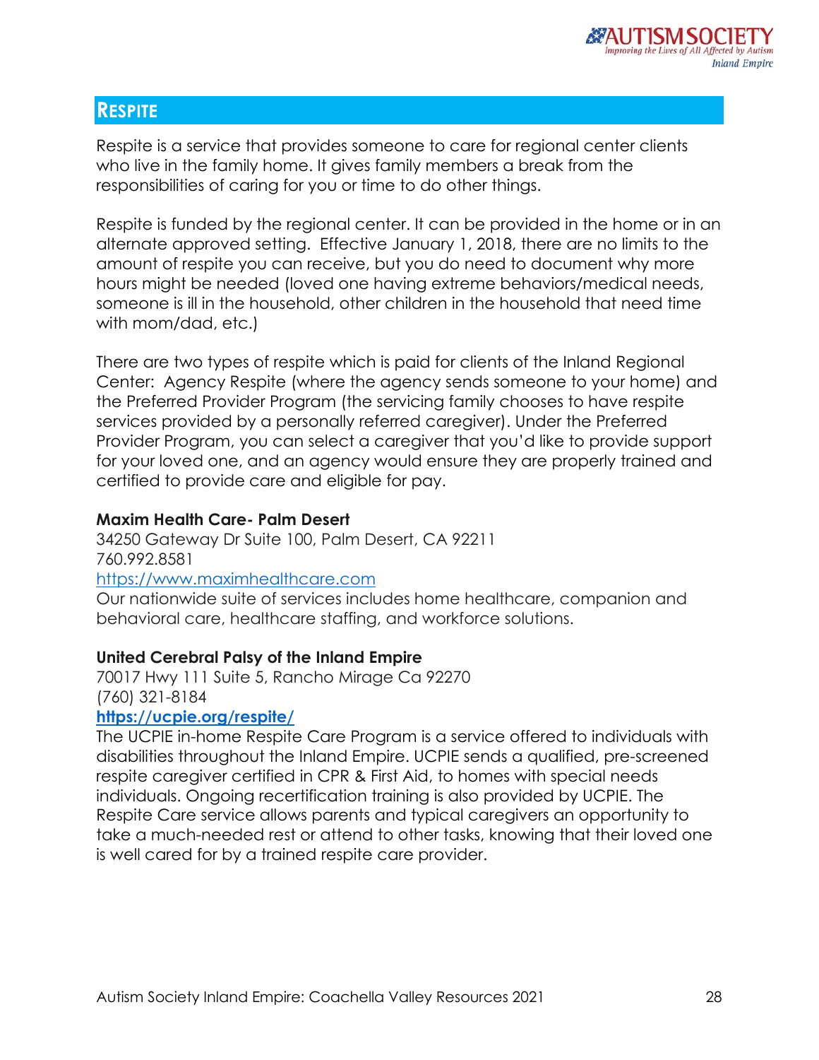## RESPITE

Respite is a service that provides someone to care for regional center clients who live in the family home. It gives family members a break from the responsibilities of caring for you or time to do other things.

Respite is funded by the regional center. It can be provided in the home or in an alternate approved setting. Effective January 1, 2018, there are no limits to the amount of respite you can receive, but you do need to document why more hours might be needed (loved one having extreme behaviors/medical needs, someone is ill in the household, other children in the household that need time with mom/dad, etc.)

There are two types of respite which is paid for clients of the Inland Regional Center: Agency Respite (where the agency sends someone to your home) and the Preferred Provider Program (the servicing family chooses to have respite services provided by a personally referred caregiver). Under the Preferred Provider Program, you can select a caregiver that you'd like to provide support for your loved one, and an agency would ensure they are properly trained and certified to provide care and eligible for pay.

**Maxim Health Care- Palm Desert**
34250 Gateway Dr Suite 100, Palm Desert, CA 92211
760.992.8581
https://www.maximhealthcare.com
Our nationwide suite of services includes home healthcare, companion and behavioral care, healthcare staffing, and workforce solutions.

**United Cerebral Palsy of the Inland Empire**
70017 Hwy 111 Suite 5, Rancho Mirage Ca 92270
(760) 321-8184
**https://ucpie.org/respite/**
The UCPIE in-home Respite Care Program is a service offered to individuals with disabilities throughout the Inland Empire. UCPIE sends a qualified, pre-screened respite caregiver certified in CPR & First Aid, to homes with special needs individuals. Ongoing recertification training is also provided by UCPIE. The Respite Care service allows parents and typical caregivers an opportunity to take a much-needed rest or attend to other tasks, knowing that their loved one is well cared for by a trained respite care provider.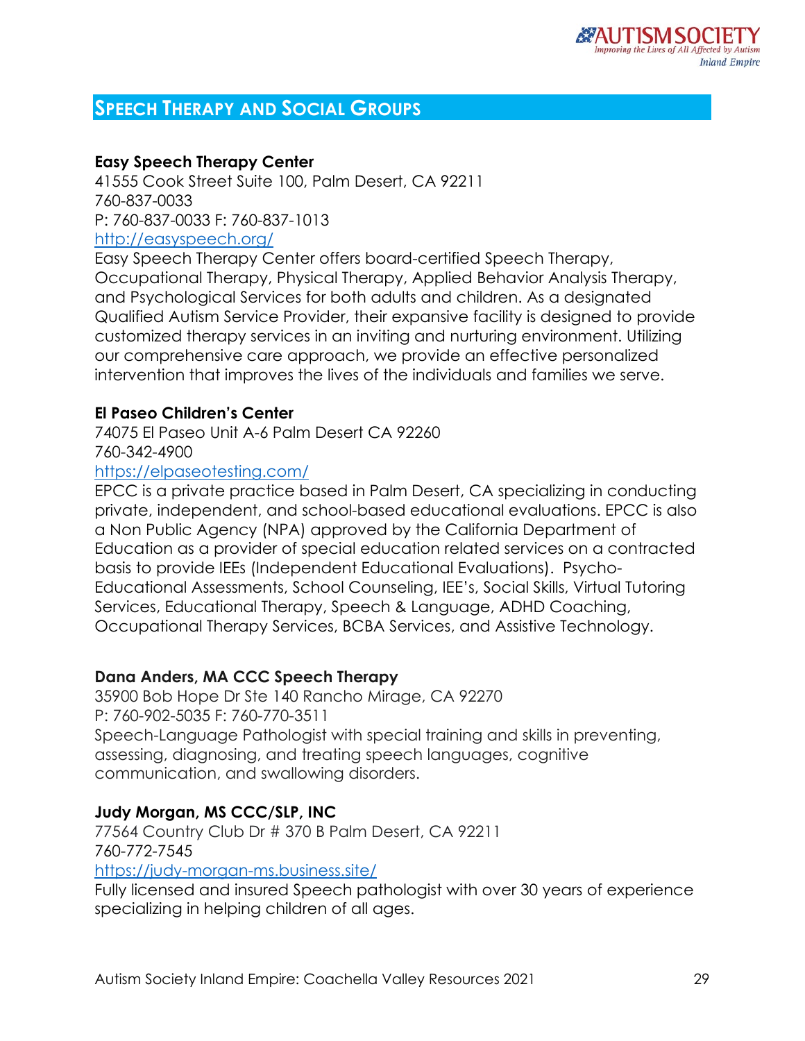## SPEECH THERAPY AND SOCIAL GROUPS

**Easy Speech Therapy Center**
41555 Cook Street Suite 100, Palm Desert, CA 92211
760-837-0033
P: 760-837-0033 F: 760-837-1013
http://easyspeech.org/
Easy Speech Therapy Center offers board-certified Speech Therapy, Occupational Therapy, Physical Therapy, Applied Behavior Analysis Therapy, and Psychological Services for both adults and children. As a designated Qualified Autism Service Provider, their expansive facility is designed to provide customized therapy services in an inviting and nurturing environment. Utilizing our comprehensive care approach, we provide an effective personalized intervention that improves the lives of the individuals and families we serve.

**El Paseo Children's Center**
74075 El Paseo Unit A-6 Palm Desert CA 92260
760-342-4900
https://elpaseotesting.com/
EPCC is a private practice based in Palm Desert, CA specializing in conducting private, independent, and school-based educational evaluations. EPCC is also a Non Public Agency (NPA) approved by the California Department of Education as a provider of special education related services on a contracted basis to provide IEEs (Independent Educational Evaluations). Psycho-Educational Assessments, School Counseling, IEE's, Social Skills, Virtual Tutoring Services, Educational Therapy, Speech & Language, ADHD Coaching, Occupational Therapy Services, BCBA Services, and Assistive Technology.

**Dana Anders, MA CCC Speech Therapy**
35900 Bob Hope Dr Ste 140 Rancho Mirage, CA 92270
P: 760-902-5035 F: 760-770-3511
Speech-Language Pathologist with special training and skills in preventing, assessing, diagnosing, and treating speech languages, cognitive communication, and swallowing disorders.

**Judy Morgan, MS CCC/SLP, INC**
77564 Country Club Dr # 370 B Palm Desert, CA 92211
760-772-7545
https://judy-morgan-ms.business.site/
Fully licensed and insured Speech pathologist with over 30 years of experience specializing in helping children of all ages.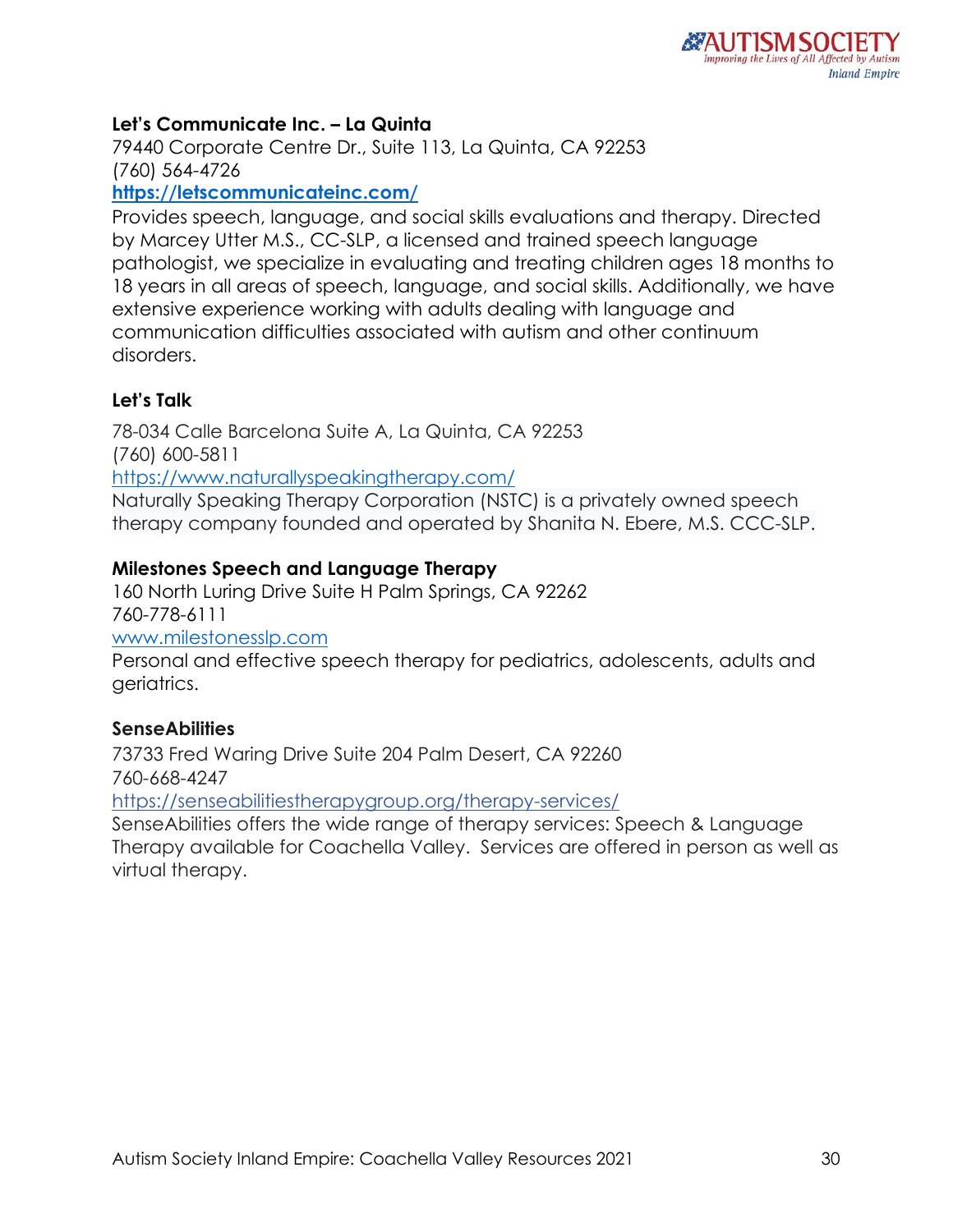**Let's Communicate Inc. – La Quinta**
79440 Corporate Centre Dr., Suite 113, La Quinta, CA 92253
(760) 564-4726
**https://letscommunicateinc.com/**
Provides speech, language, and social skills evaluations and therapy. Directed by Marcey Utter M.S., CC-SLP, a licensed and trained speech language pathologist, we specialize in evaluating and treating children ages 18 months to 18 years in all areas of speech, language, and social skills. Additionally, we have extensive experience working with adults dealing with language and communication difficulties associated with autism and other continuum disorders.

**Let's Talk**

78-034 Calle Barcelona Suite A, La Quinta, CA 92253
(760) 600-5811
https://www.naturallyspeakingtherapy.com/
Naturally Speaking Therapy Corporation (NSTC) is a privately owned speech therapy company founded and operated by Shanita N. Ebere, M.S. CCC-SLP.

**Milestones Speech and Language Therapy**
160 North Luring Drive Suite H Palm Springs, CA 92262
760-778-6111
www.milestonesslp.com
Personal and effective speech therapy for pediatrics, adolescents, adults and geriatrics.

**SenseAbilities**
73733 Fred Waring Drive Suite 204 Palm Desert, CA 92260
760-668-4247
https://senseabilitiestherapygroup.org/therapy-services/
SenseAbilities offers the wide range of therapy services: Speech & Language Therapy available for Coachella Valley. Services are offered in person as well as virtual therapy.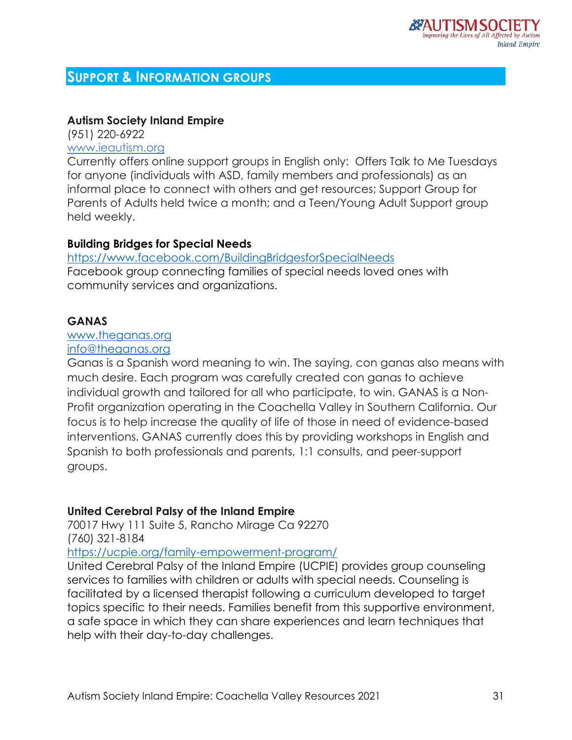## SUPPORT & INFORMATION GROUPS

**Autism Society Inland Empire**
(951) 220-6922
www.ieautism.org
Currently offers online support groups in English only: Offers Talk to Me Tuesdays for anyone (individuals with ASD, family members and professionals) as an informal place to connect with others and get resources; Support Group for Parents of Adults held twice a month; and a Teen/Young Adult Support group held weekly.

**Building Bridges for Special Needs**
https://www.facebook.com/BuildingBridgesforSpecialNeeds
Facebook group connecting families of special needs loved ones with community services and organizations.

**GANAS**
www.theganas.org
info@theganas.org
Ganas is a Spanish word meaning to win. The saying, con ganas also means with much desire. Each program was carefully created con ganas to achieve individual growth and tailored for all who participate, to win. GANAS is a Non-Profit organization operating in the Coachella Valley in Southern California. Our focus is to help increase the quality of life of those in need of evidence-based interventions. GANAS currently does this by providing workshops in English and Spanish to both professionals and parents, 1:1 consults, and peer-support groups.

**United Cerebral Palsy of the Inland Empire**
70017 Hwy 111 Suite 5, Rancho Mirage Ca 92270
(760) 321-8184
https://ucpie.org/family-empowerment-program/
United Cerebral Palsy of the Inland Empire (UCPIE) provides group counseling services to families with children or adults with special needs. Counseling is facilitated by a licensed therapist following a curriculum developed to target topics specific to their needs. Families benefit from this supportive environment, a safe space in which they can share experiences and learn techniques that help with their day-to-day challenges.